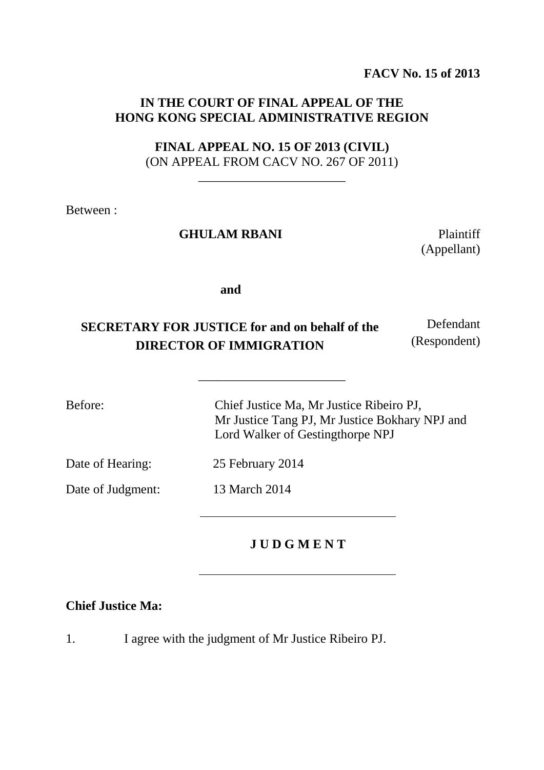**FACV No. 15 of 2013**

**IN THE COURT OF FINAL APPEAL OF THE HONG KONG SPECIAL ADMINISTRATIVE REGION**

**FINAL APPEAL NO. 15 OF 2013 (CIVIL)**
(ON APPEAL FROM CACV NO. 267 OF 2011)

---

Between :

**GHULAM RBANI** — Plaintiff (Appellant)

**and**

**SECRETARY FOR JUSTICE for and on behalf of the DIRECTOR OF IMMIGRATION** — Defendant (Respondent)

---

| | |
|---|---|
| Before: | Chief Justice Ma, Mr Justice Ribeiro PJ, Mr Justice Tang PJ, Mr Justice Bokhary NPJ and Lord Walker of Gestingthorpe NPJ |
| Date of Hearing: | 25 February 2014 |
| Date of Judgment: | 13 March 2014 |

---

**J U D G M E N T**

---

**Chief Justice Ma:**

1. I agree with the judgment of Mr Justice Ribeiro PJ.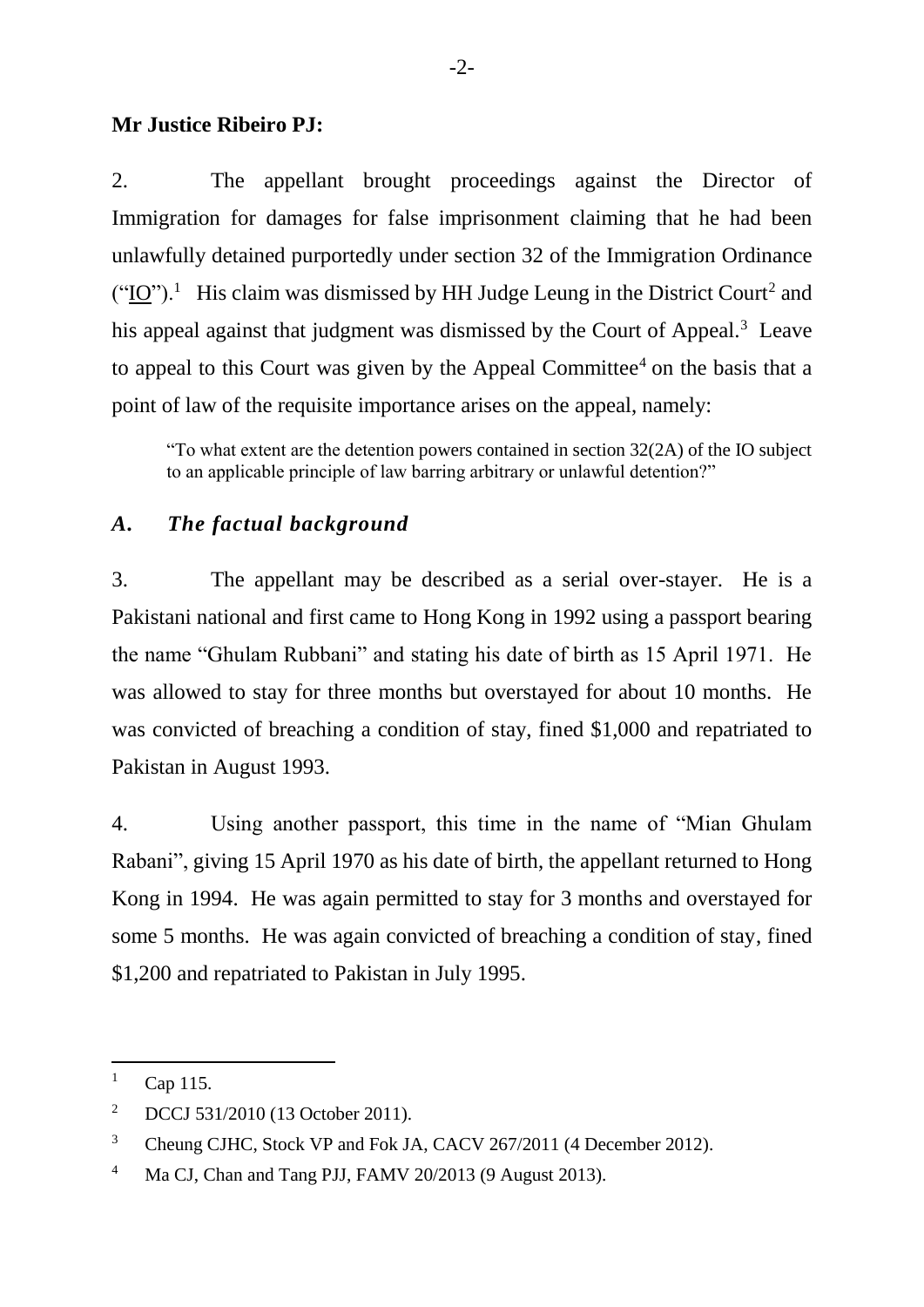**Mr Justice Ribeiro PJ:**

2. The appellant brought proceedings against the Director of Immigration for damages for false imprisonment claiming that he had been unlawfully detained purportedly under section 32 of the Immigration Ordinance ("IO").[1] His claim was dismissed by HH Judge Leung in the District Court[2] and his appeal against that judgment was dismissed by the Court of Appeal.[3] Leave to appeal to this Court was given by the Appeal Committee[4] on the basis that a point of law of the requisite importance arises on the appeal, namely:

> "To what extent are the detention powers contained in section 32(2A) of the IO subject to an applicable principle of law barring arbitrary or unlawful detention?"

## *A. The factual background*

3. The appellant may be described as a serial over-stayer. He is a Pakistani national and first came to Hong Kong in 1992 using a passport bearing the name "Ghulam Rubbani" and stating his date of birth as 15 April 1971. He was allowed to stay for three months but overstayed for about 10 months. He was convicted of breaching a condition of stay, fined \$1,000 and repatriated to Pakistan in August 1993.

4. Using another passport, this time in the name of "Mian Ghulam Rabani", giving 15 April 1970 as his date of birth, the appellant returned to Hong Kong in 1994. He was again permitted to stay for 3 months and overstayed for some 5 months. He was again convicted of breaching a condition of stay, fined \$1,200 and repatriated to Pakistan in July 1995.

---

[1] Cap 115.

[2] DCCJ 531/2010 (13 October 2011).

[3] Cheung CJHC, Stock VP and Fok JA, CACV 267/2011 (4 December 2012).

[4] Ma CJ, Chan and Tang PJJ, FAMV 20/2013 (9 August 2013).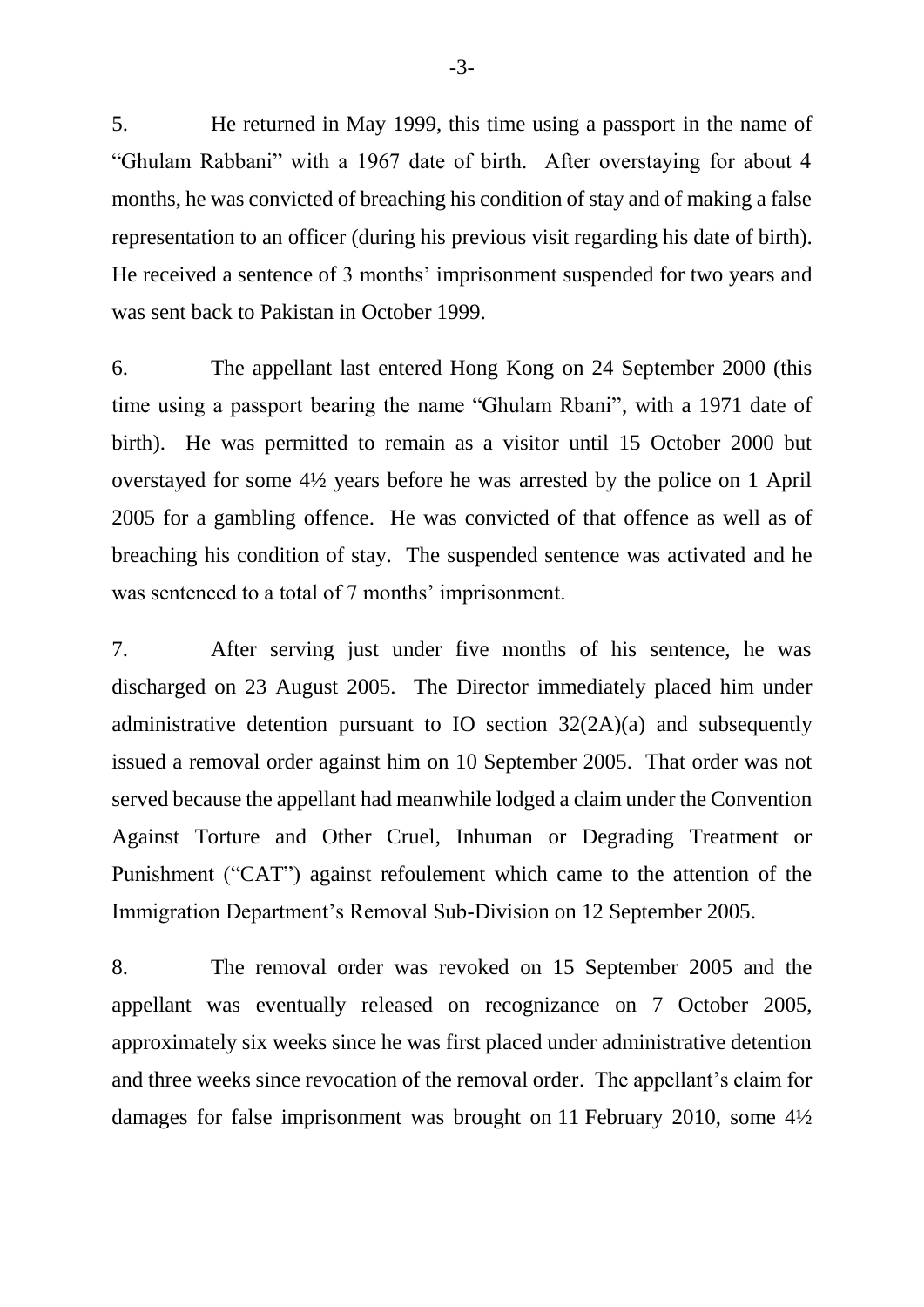5. He returned in May 1999, this time using a passport in the name of "Ghulam Rabbani" with a 1967 date of birth. After overstaying for about 4 months, he was convicted of breaching his condition of stay and of making a false representation to an officer (during his previous visit regarding his date of birth). He received a sentence of 3 months' imprisonment suspended for two years and was sent back to Pakistan in October 1999.

6. The appellant last entered Hong Kong on 24 September 2000 (this time using a passport bearing the name "Ghulam Rbani", with a 1971 date of birth). He was permitted to remain as a visitor until 15 October 2000 but overstayed for some 4½ years before he was arrested by the police on 1 April 2005 for a gambling offence. He was convicted of that offence as well as of breaching his condition of stay. The suspended sentence was activated and he was sentenced to a total of 7 months' imprisonment.

7. After serving just under five months of his sentence, he was discharged on 23 August 2005. The Director immediately placed him under administrative detention pursuant to IO section 32(2A)(a) and subsequently issued a removal order against him on 10 September 2005. That order was not served because the appellant had meanwhile lodged a claim under the Convention Against Torture and Other Cruel, Inhuman or Degrading Treatment or Punishment ("CAT") against refoulement which came to the attention of the Immigration Department's Removal Sub-Division on 12 September 2005.

8. The removal order was revoked on 15 September 2005 and the appellant was eventually released on recognizance on 7 October 2005, approximately six weeks since he was first placed under administrative detention and three weeks since revocation of the removal order. The appellant's claim for damages for false imprisonment was brought on 11 February 2010, some 4½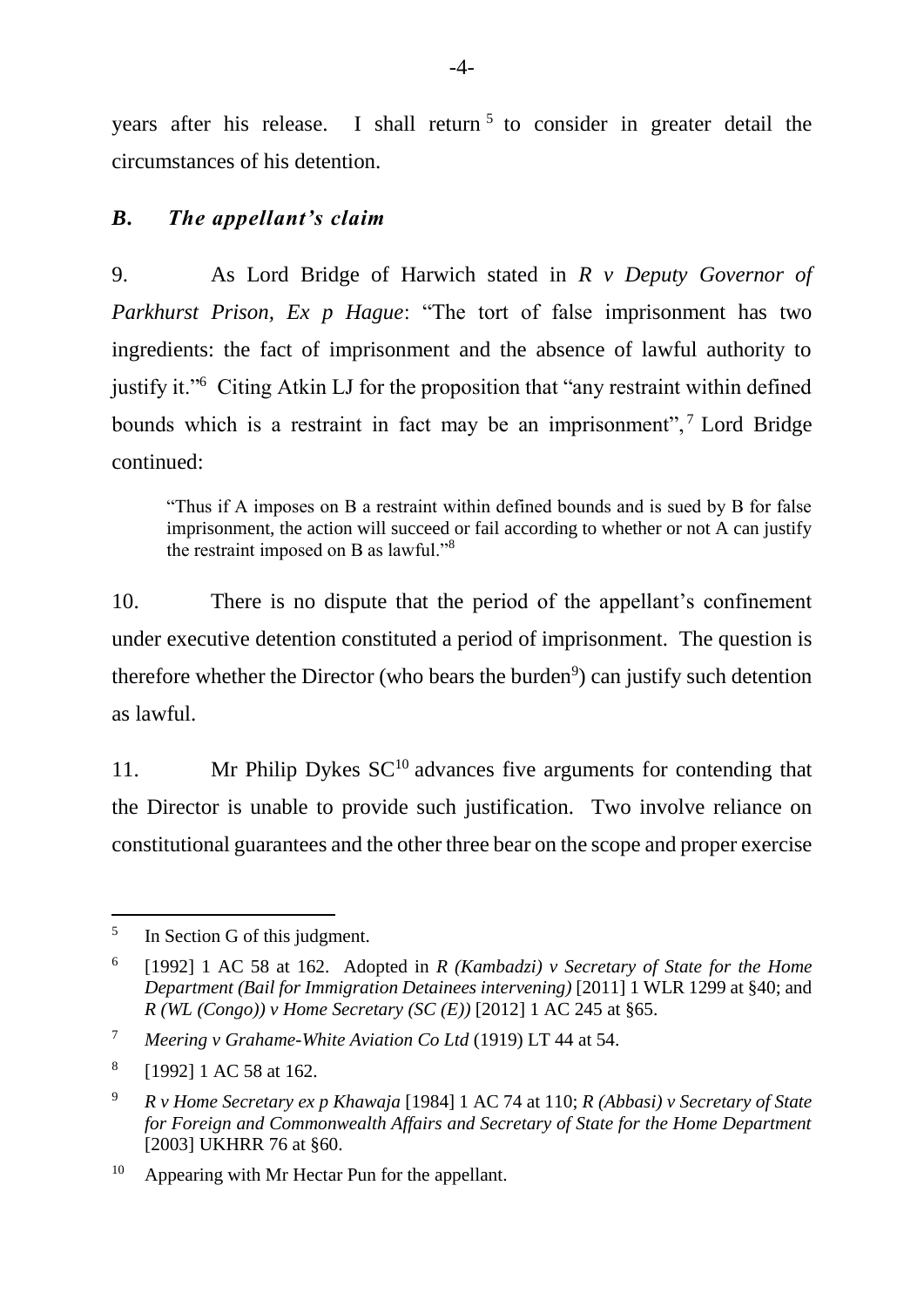years after his release. I shall return[5] to consider in greater detail the circumstances of his detention.

## *B. The appellant's claim*

9. As Lord Bridge of Harwich stated in *R v Deputy Governor of Parkhurst Prison, Ex p Hague*: "The tort of false imprisonment has two ingredients: the fact of imprisonment and the absence of lawful authority to justify it."[6] Citing Atkin LJ for the proposition that "any restraint within defined bounds which is a restraint in fact may be an imprisonment",[7] Lord Bridge continued:

> "Thus if A imposes on B a restraint within defined bounds and is sued by B for false imprisonment, the action will succeed or fail according to whether or not A can justify the restraint imposed on B as lawful."[8]

10. There is no dispute that the period of the appellant's confinement under executive detention constituted a period of imprisonment. The question is therefore whether the Director (who bears the burden[9]) can justify such detention as lawful.

11. Mr Philip Dykes SC[10] advances five arguments for contending that the Director is unable to provide such justification. Two involve reliance on constitutional guarantees and the other three bear on the scope and proper exercise

---

[5] In Section G of this judgment.

[6] [1992] 1 AC 58 at 162. Adopted in *R (Kambadzi) v Secretary of State for the Home Department (Bail for Immigration Detainees intervening)* [2011] 1 WLR 1299 at §40; and *R (WL (Congo)) v Home Secretary (SC (E))* [2012] 1 AC 245 at §65.

[7] *Meering v Grahame-White Aviation Co Ltd* (1919) LT 44 at 54.

[8] [1992] 1 AC 58 at 162.

[9] *R v Home Secretary ex p Khawaja* [1984] 1 AC 74 at 110; *R (Abbasi) v Secretary of State for Foreign and Commonwealth Affairs and Secretary of State for the Home Department* [2003] UKHRR 76 at §60.

[10] Appearing with Mr Hectar Pun for the appellant.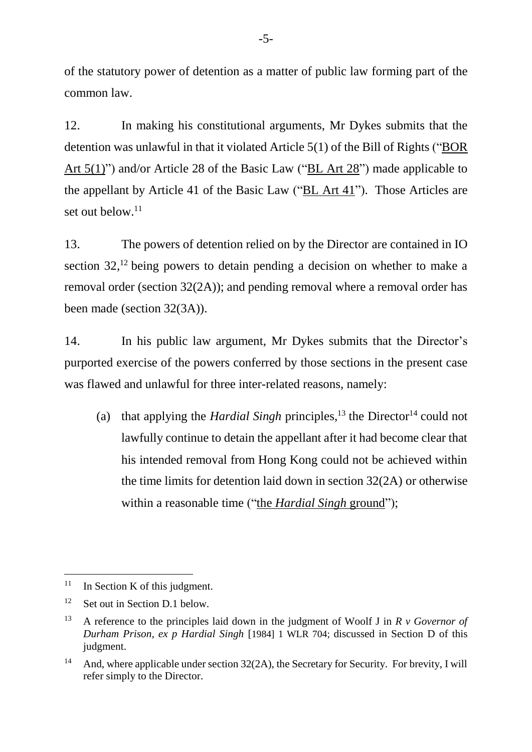of the statutory power of detention as a matter of public law forming part of the common law.

12. In making his constitutional arguments, Mr Dykes submits that the detention was unlawful in that it violated Article 5(1) of the Bill of Rights ("<u>BOR Art 5(1)</u>") and/or Article 28 of the Basic Law ("<u>BL Art 28</u>") made applicable to the appellant by Article 41 of the Basic Law ("<u>BL Art 41</u>"). Those Articles are set out below.[11]

13. The powers of detention relied on by the Director are contained in IO section 32,[12] being powers to detain pending a decision on whether to make a removal order (section 32(2A)); and pending removal where a removal order has been made (section 32(3A)).

14. In his public law argument, Mr Dykes submits that the Director's purported exercise of the powers conferred by those sections in the present case was flawed and unlawful for three inter-related reasons, namely:

(a) that applying the *Hardial Singh* principles,[13] the Director[14] could not lawfully continue to detain the appellant after it had become clear that his intended removal from Hong Kong could not be achieved within the time limits for detention laid down in section 32(2A) or otherwise within a reasonable time ("<u>the *Hardial Singh* ground</u>");

---

[11] In Section K of this judgment.

[12] Set out in Section D.1 below.

[13] A reference to the principles laid down in the judgment of Woolf J in *R v Governor of Durham Prison, ex p Hardial Singh* [1984] 1 WLR 704; discussed in Section D of this judgment.

[14] And, where applicable under section 32(2A), the Secretary for Security. For brevity, I will refer simply to the Director.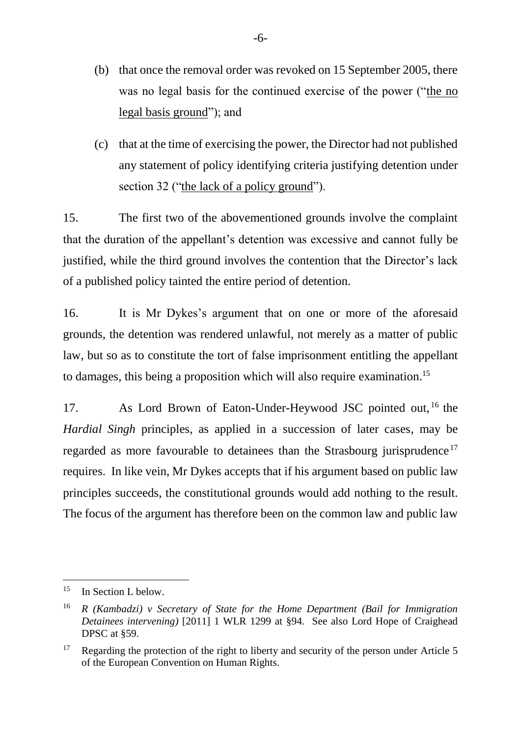(b) that once the removal order was revoked on 15 September 2005, there was no legal basis for the continued exercise of the power ("the no legal basis ground"); and

(c) that at the time of exercising the power, the Director had not published any statement of policy identifying criteria justifying detention under section 32 ("the lack of a policy ground").

15. The first two of the abovementioned grounds involve the complaint that the duration of the appellant's detention was excessive and cannot fully be justified, while the third ground involves the contention that the Director's lack of a published policy tainted the entire period of detention.

16. It is Mr Dykes's argument that on one or more of the aforesaid grounds, the detention was rendered unlawful, not merely as a matter of public law, but so as to constitute the tort of false imprisonment entitling the appellant to damages, this being a proposition which will also require examination.[15]

17. As Lord Brown of Eaton-Under-Heywood JSC pointed out,[16] the *Hardial Singh* principles, as applied in a succession of later cases, may be regarded as more favourable to detainees than the Strasbourg jurisprudence[17] requires. In like vein, Mr Dykes accepts that if his argument based on public law principles succeeds, the constitutional grounds would add nothing to the result. The focus of the argument has therefore been on the common law and public law

---

[15] In Section L below.

[16] *R (Kambadzi) v Secretary of State for the Home Department (Bail for Immigration Detainees intervening)* [2011] 1 WLR 1299 at §94. See also Lord Hope of Craighead DPSC at §59.

[17] Regarding the protection of the right to liberty and security of the person under Article 5 of the European Convention on Human Rights.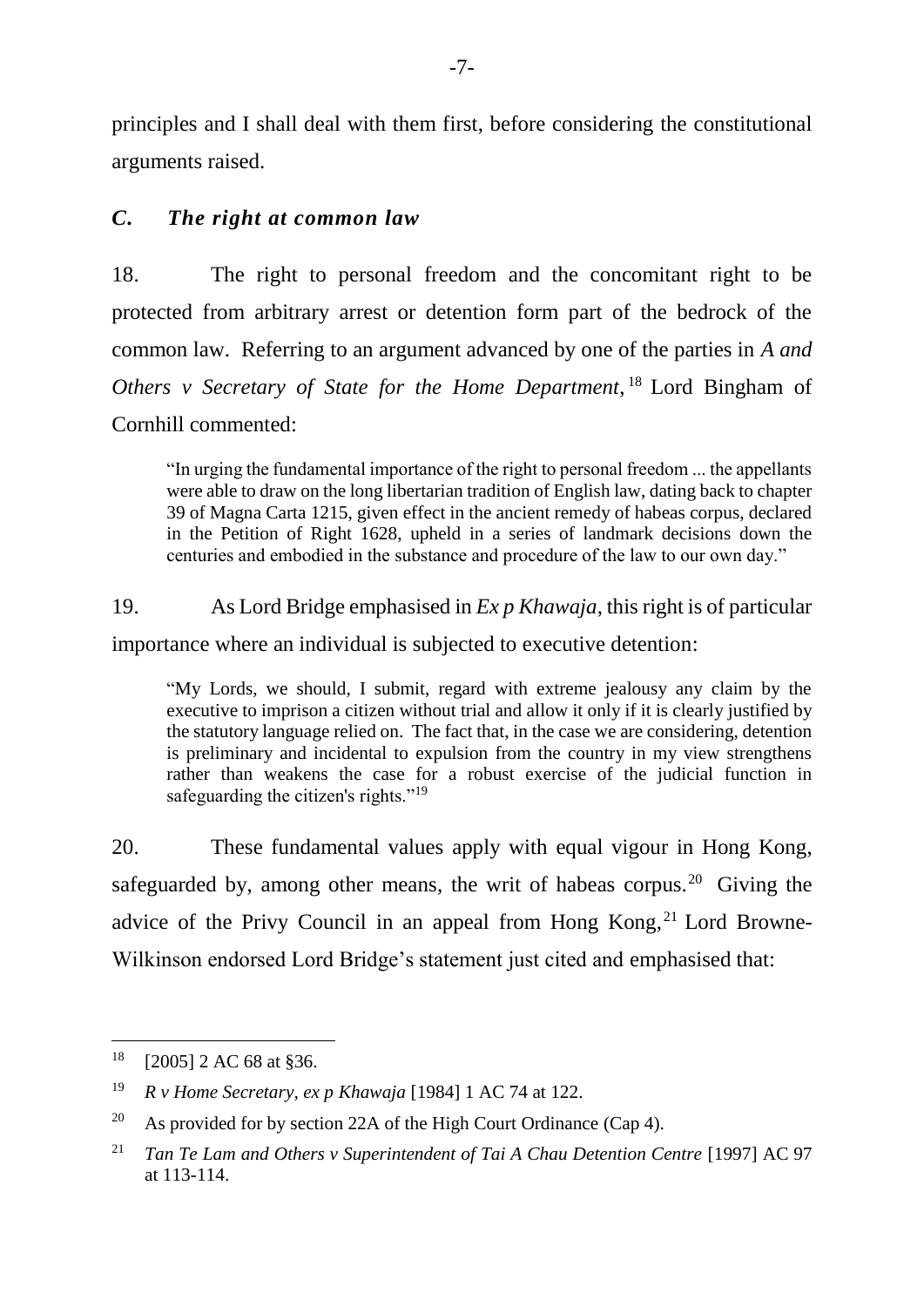principles and I shall deal with them first, before considering the constitutional arguments raised.

## *C. The right at common law*

18. The right to personal freedom and the concomitant right to be protected from arbitrary arrest or detention form part of the bedrock of the common law. Referring to an argument advanced by one of the parties in *A and Others v Secretary of State for the Home Department*,[18] Lord Bingham of Cornhill commented:

> "In urging the fundamental importance of the right to personal freedom ... the appellants were able to draw on the long libertarian tradition of English law, dating back to chapter 39 of Magna Carta 1215, given effect in the ancient remedy of habeas corpus, declared in the Petition of Right 1628, upheld in a series of landmark decisions down the centuries and embodied in the substance and procedure of the law to our own day."

19. As Lord Bridge emphasised in *Ex p Khawaja*, this right is of particular importance where an individual is subjected to executive detention:

> "My Lords, we should, I submit, regard with extreme jealousy any claim by the executive to imprison a citizen without trial and allow it only if it is clearly justified by the statutory language relied on. The fact that, in the case we are considering, detention is preliminary and incidental to expulsion from the country in my view strengthens rather than weakens the case for a robust exercise of the judicial function in safeguarding the citizen's rights."[19]

20. These fundamental values apply with equal vigour in Hong Kong, safeguarded by, among other means, the writ of habeas corpus.[20] Giving the advice of the Privy Council in an appeal from Hong Kong,[21] Lord Browne-Wilkinson endorsed Lord Bridge's statement just cited and emphasised that:

---

[18] [2005] 2 AC 68 at §36.

[19] *R v Home Secretary, ex p Khawaja* [1984] 1 AC 74 at 122.

[20] As provided for by section 22A of the High Court Ordinance (Cap 4).

[21] *Tan Te Lam and Others v Superintendent of Tai A Chau Detention Centre* [1997] AC 97 at 113-114.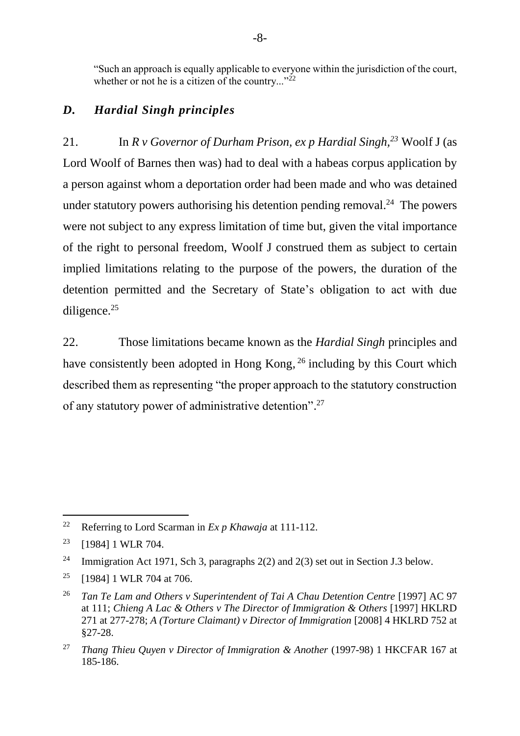"Such an approach is equally applicable to everyone within the jurisdiction of the court, whether or not he is a citizen of the country..."[22]

## *D. Hardial Singh principles*

21. In *R v Governor of Durham Prison, ex p Hardial Singh,*[23] Woolf J (as Lord Woolf of Barnes then was) had to deal with a habeas corpus application by a person against whom a deportation order had been made and who was detained under statutory powers authorising his detention pending removal.[24] The powers were not subject to any express limitation of time but, given the vital importance of the right to personal freedom, Woolf J construed them as subject to certain implied limitations relating to the purpose of the powers, the duration of the detention permitted and the Secretary of State's obligation to act with due diligence.[25]

22. Those limitations became known as the *Hardial Singh* principles and have consistently been adopted in Hong Kong,[26] including by this Court which described them as representing "the proper approach to the statutory construction of any statutory power of administrative detention".[27]

---

[22] Referring to Lord Scarman in *Ex p Khawaja* at 111-112.

[23] [1984] 1 WLR 704.

[24] Immigration Act 1971, Sch 3, paragraphs 2(2) and 2(3) set out in Section J.3 below.

[25] [1984] 1 WLR 704 at 706.

[26] *Tan Te Lam and Others v Superintendent of Tai A Chau Detention Centre* [1997] AC 97 at 111; *Chieng A Lac & Others v The Director of Immigration & Others* [1997] HKLRD 271 at 277-278; *A (Torture Claimant) v Director of Immigration* [2008] 4 HKLRD 752 at §27-28.

[27] *Thang Thieu Quyen v Director of Immigration & Another* (1997-98) 1 HKCFAR 167 at 185-186.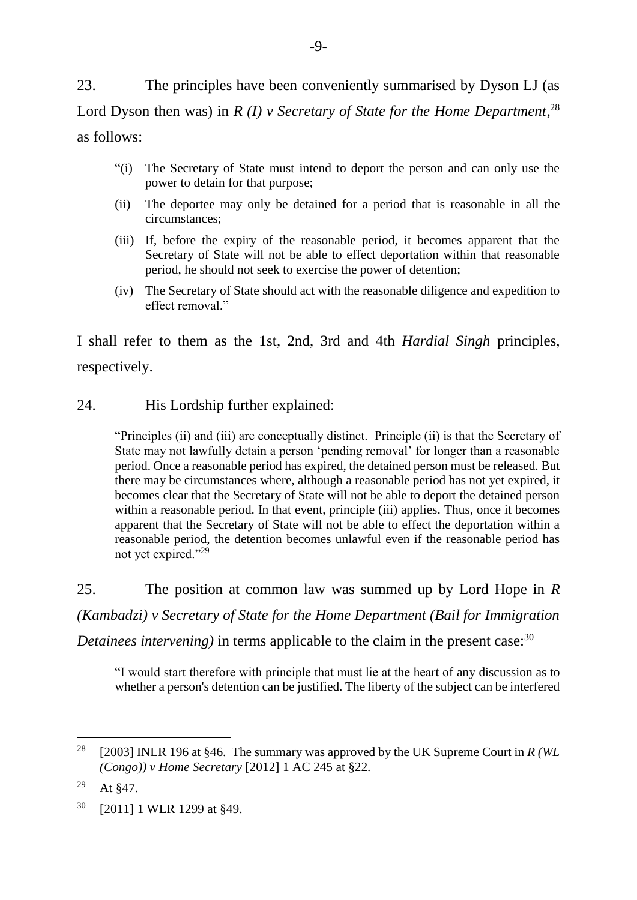23. The principles have been conveniently summarised by Dyson LJ (as Lord Dyson then was) in *R (I) v Secretary of State for the Home Department*,[28] as follows:

> "(i) The Secretary of State must intend to deport the person and can only use the power to detain for that purpose;
>
> (ii) The deportee may only be detained for a period that is reasonable in all the circumstances;
>
> (iii) If, before the expiry of the reasonable period, it becomes apparent that the Secretary of State will not be able to effect deportation within that reasonable period, he should not seek to exercise the power of detention;
>
> (iv) The Secretary of State should act with the reasonable diligence and expedition to effect removal."

I shall refer to them as the 1st, 2nd, 3rd and 4th *Hardial Singh* principles, respectively.

24. His Lordship further explained:

> "Principles (ii) and (iii) are conceptually distinct. Principle (ii) is that the Secretary of State may not lawfully detain a person 'pending removal' for longer than a reasonable period. Once a reasonable period has expired, the detained person must be released. But there may be circumstances where, although a reasonable period has not yet expired, it becomes clear that the Secretary of State will not be able to deport the detained person within a reasonable period. In that event, principle (iii) applies. Thus, once it becomes apparent that the Secretary of State will not be able to effect the deportation within a reasonable period, the detention becomes unlawful even if the reasonable period has not yet expired."[29]

25. The position at common law was summed up by Lord Hope in *R (Kambadzi) v Secretary of State for the Home Department (Bail for Immigration Detainees intervening)* in terms applicable to the claim in the present case:[30]

> "I would start therefore with principle that must lie at the heart of any discussion as to whether a person's detention can be justified. The liberty of the subject can be interfered

---

[28] [2003] INLR 196 at §46. The summary was approved by the UK Supreme Court in *R (WL (Congo)) v Home Secretary* [2012] 1 AC 245 at §22.

[29] At §47.

[30] [2011] 1 WLR 1299 at §49.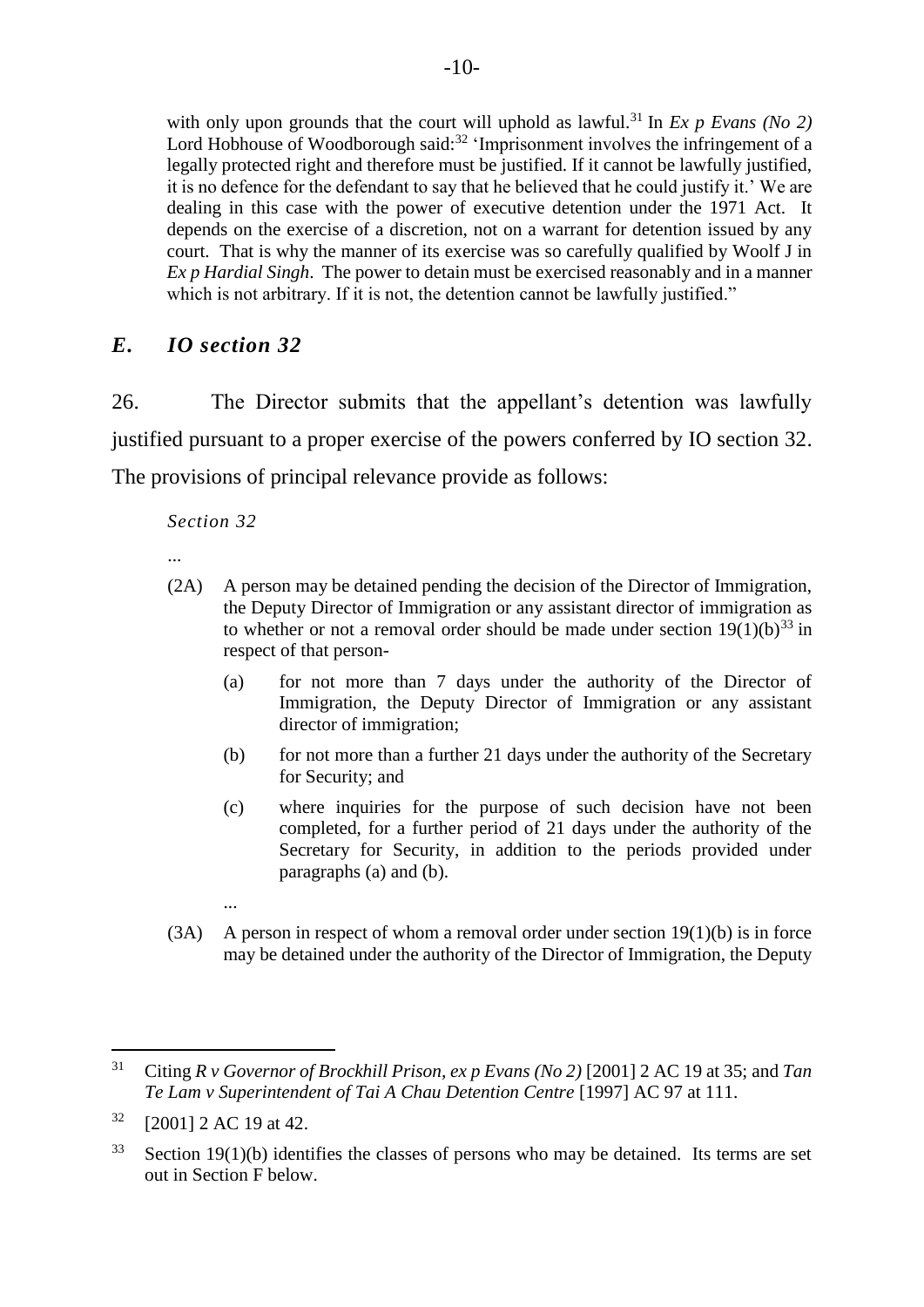with only upon grounds that the court will uphold as lawful.[31] In *Ex p Evans (No 2)* Lord Hobhouse of Woodborough said:[32] 'Imprisonment involves the infringement of a legally protected right and therefore must be justified. If it cannot be lawfully justified, it is no defence for the defendant to say that he believed that he could justify it.' We are dealing in this case with the power of executive detention under the 1971 Act. It depends on the exercise of a discretion, not on a warrant for detention issued by any court. That is why the manner of its exercise was so carefully qualified by Woolf J in *Ex p Hardial Singh*. The power to detain must be exercised reasonably and in a manner which is not arbitrary. If it is not, the detention cannot be lawfully justified."

## *E. IO section 32*

26. The Director submits that the appellant's detention was lawfully justified pursuant to a proper exercise of the powers conferred by IO section 32. The provisions of principal relevance provide as follows:

> *Section 32*
>
> ...
>
> (2A) A person may be detained pending the decision of the Director of Immigration, the Deputy Director of Immigration or any assistant director of immigration as to whether or not a removal order should be made under section 19(1)(b)[33] in respect of that person-
>
> (a) for not more than 7 days under the authority of the Director of Immigration, the Deputy Director of Immigration or any assistant director of immigration;
>
> (b) for not more than a further 21 days under the authority of the Secretary for Security; and
>
> (c) where inquiries for the purpose of such decision have not been completed, for a further period of 21 days under the authority of the Secretary for Security, in addition to the periods provided under paragraphs (a) and (b).
>
> ...
>
> (3A) A person in respect of whom a removal order under section 19(1)(b) is in force may be detained under the authority of the Director of Immigration, the Deputy

---

[31] Citing *R v Governor of Brockhill Prison, ex p Evans (No 2)* [2001] 2 AC 19 at 35; and *Tan Te Lam v Superintendent of Tai A Chau Detention Centre* [1997] AC 97 at 111.

[32] [2001] 2 AC 19 at 42.

[33] Section 19(1)(b) identifies the classes of persons who may be detained. Its terms are set out in Section F below.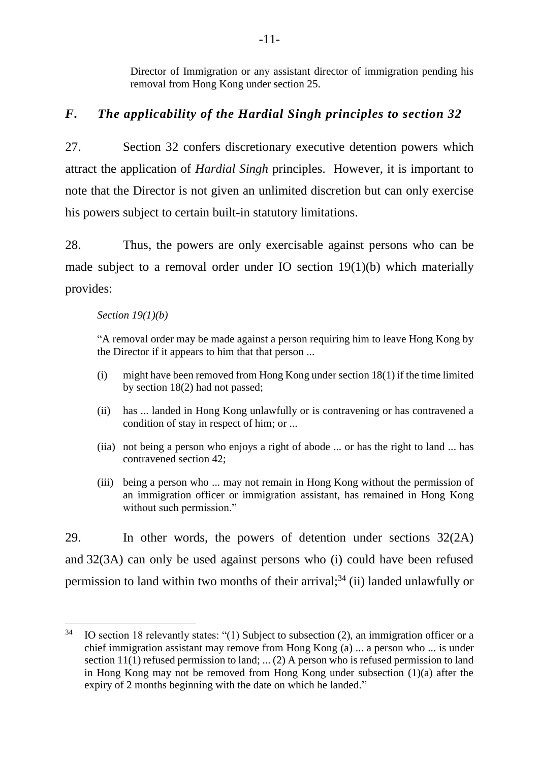Director of Immigration or any assistant director of immigration pending his removal from Hong Kong under section 25.

## *F. The applicability of the Hardial Singh principles to section 32*

27. Section 32 confers discretionary executive detention powers which attract the application of *Hardial Singh* principles. However, it is important to note that the Director is not given an unlimited discretion but can only exercise his powers subject to certain built-in statutory limitations.

28. Thus, the powers are only exercisable against persons who can be made subject to a removal order under IO section 19(1)(b) which materially provides:

> *Section 19(1)(b)*
>
> "A removal order may be made against a person requiring him to leave Hong Kong by the Director if it appears to him that that person ...
>
> (i) might have been removed from Hong Kong under section 18(1) if the time limited by section 18(2) had not passed;
>
> (ii) has ... landed in Hong Kong unlawfully or is contravening or has contravened a condition of stay in respect of him; or ...
>
> (iia) not being a person who enjoys a right of abode ... or has the right to land ... has contravened section 42;
>
> (iii) being a person who ... may not remain in Hong Kong without the permission of an immigration officer or immigration assistant, has remained in Hong Kong without such permission."

29. In other words, the powers of detention under sections 32(2A) and 32(3A) can only be used against persons who (i) could have been refused permission to land within two months of their arrival;[34] (ii) landed unlawfully or

[34] IO section 18 relevantly states: "(1) Subject to subsection (2), an immigration officer or a chief immigration assistant may remove from Hong Kong (a) ... a person who ... is under section 11(1) refused permission to land; ... (2) A person who is refused permission to land in Hong Kong may not be removed from Hong Kong under subsection (1)(a) after the expiry of 2 months beginning with the date on which he landed."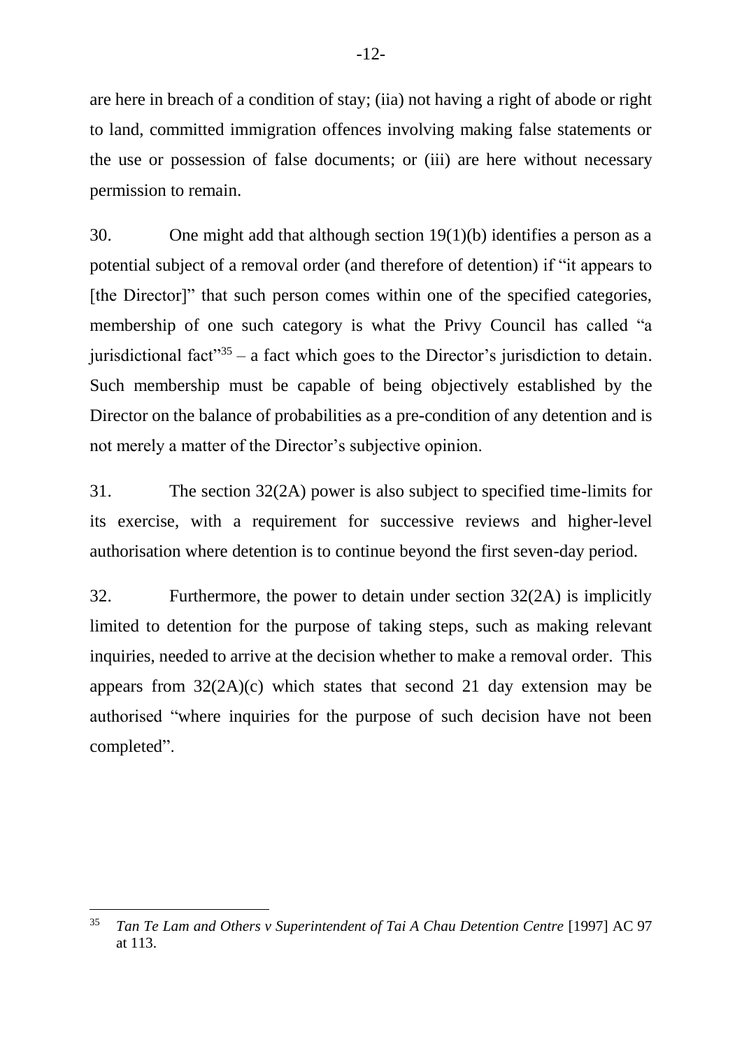are here in breach of a condition of stay; (iia) not having a right of abode or right to land, committed immigration offences involving making false statements or the use or possession of false documents; or (iii) are here without necessary permission to remain.

30. One might add that although section 19(1)(b) identifies a person as a potential subject of a removal order (and therefore of detention) if "it appears to [the Director]" that such person comes within one of the specified categories, membership of one such category is what the Privy Council has called "a jurisdictional fact"[35] – a fact which goes to the Director's jurisdiction to detain. Such membership must be capable of being objectively established by the Director on the balance of probabilities as a pre-condition of any detention and is not merely a matter of the Director's subjective opinion.

31. The section 32(2A) power is also subject to specified time-limits for its exercise, with a requirement for successive reviews and higher-level authorisation where detention is to continue beyond the first seven-day period.

32. Furthermore, the power to detain under section 32(2A) is implicitly limited to detention for the purpose of taking steps, such as making relevant inquiries, needed to arrive at the decision whether to make a removal order. This appears from 32(2A)(c) which states that second 21 day extension may be authorised "where inquiries for the purpose of such decision have not been completed".

---

[35] *Tan Te Lam and Others v Superintendent of Tai A Chau Detention Centre* [1997] AC 97 at 113.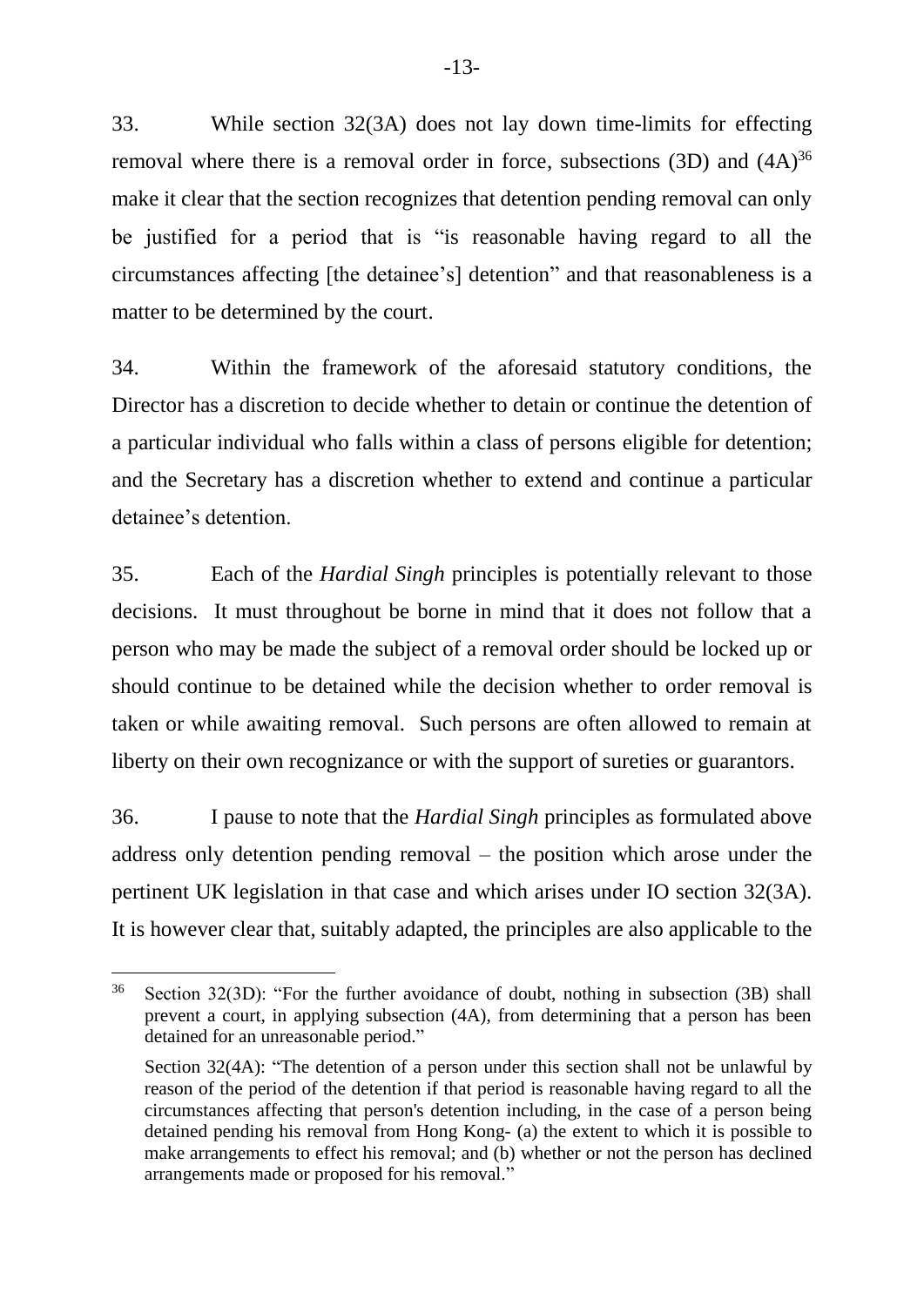33. While section 32(3A) does not lay down time-limits for effecting removal where there is a removal order in force, subsections (3D) and (4A)[36] make it clear that the section recognizes that detention pending removal can only be justified for a period that is "is reasonable having regard to all the circumstances affecting [the detainee's] detention" and that reasonableness is a matter to be determined by the court.

34. Within the framework of the aforesaid statutory conditions, the Director has a discretion to decide whether to detain or continue the detention of a particular individual who falls within a class of persons eligible for detention; and the Secretary has a discretion whether to extend and continue a particular detainee's detention.

35. Each of the *Hardial Singh* principles is potentially relevant to those decisions. It must throughout be borne in mind that it does not follow that a person who may be made the subject of a removal order should be locked up or should continue to be detained while the decision whether to order removal is taken or while awaiting removal. Such persons are often allowed to remain at liberty on their own recognizance or with the support of sureties or guarantors.

36. I pause to note that the *Hardial Singh* principles as formulated above address only detention pending removal – the position which arose under the pertinent UK legislation in that case and which arises under IO section 32(3A). It is however clear that, suitably adapted, the principles are also applicable to the

---

[36] Section 32(3D): "For the further avoidance of doubt, nothing in subsection (3B) shall prevent a court, in applying subsection (4A), from determining that a person has been detained for an unreasonable period."

Section 32(4A): "The detention of a person under this section shall not be unlawful by reason of the period of the detention if that period is reasonable having regard to all the circumstances affecting that person's detention including, in the case of a person being detained pending his removal from Hong Kong- (a) the extent to which it is possible to make arrangements to effect his removal; and (b) whether or not the person has declined arrangements made or proposed for his removal."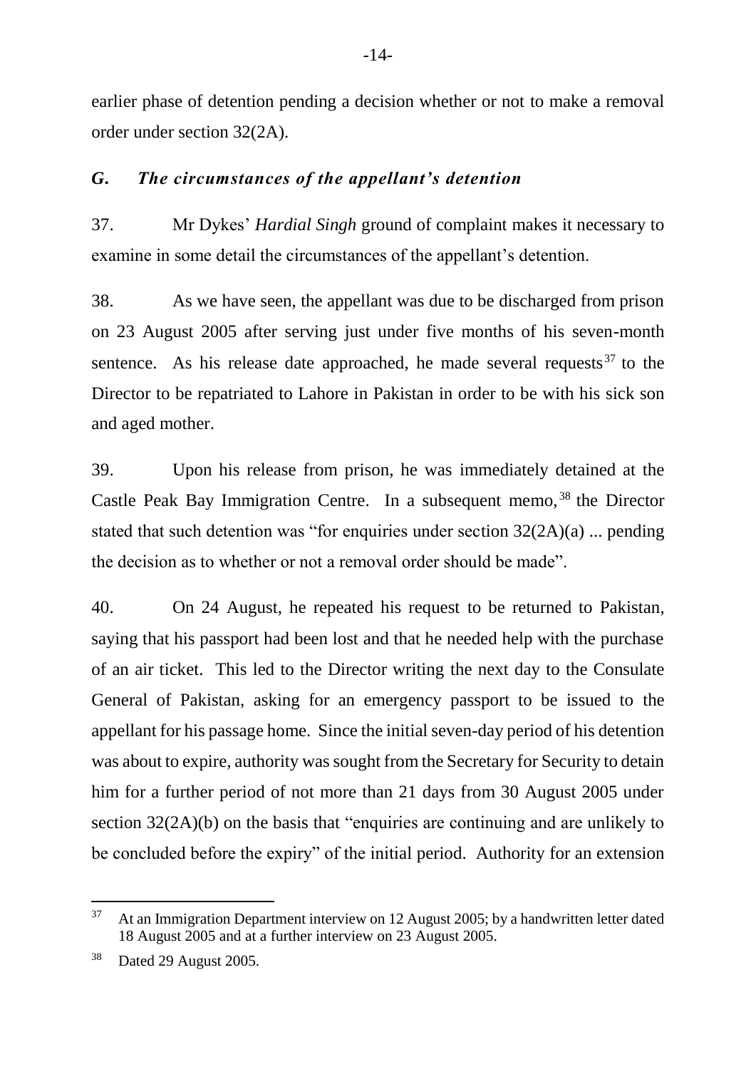earlier phase of detention pending a decision whether or not to make a removal order under section 32(2A).

## *G. The circumstances of the appellant's detention*

37. Mr Dykes' *Hardial Singh* ground of complaint makes it necessary to examine in some detail the circumstances of the appellant's detention.

38. As we have seen, the appellant was due to be discharged from prison on 23 August 2005 after serving just under five months of his seven-month sentence. As his release date approached, he made several requests[37] to the Director to be repatriated to Lahore in Pakistan in order to be with his sick son and aged mother.

39. Upon his release from prison, he was immediately detained at the Castle Peak Bay Immigration Centre. In a subsequent memo,[38] the Director stated that such detention was "for enquiries under section 32(2A)(a) ... pending the decision as to whether or not a removal order should be made".

40. On 24 August, he repeated his request to be returned to Pakistan, saying that his passport had been lost and that he needed help with the purchase of an air ticket. This led to the Director writing the next day to the Consulate General of Pakistan, asking for an emergency passport to be issued to the appellant for his passage home. Since the initial seven-day period of his detention was about to expire, authority was sought from the Secretary for Security to detain him for a further period of not more than 21 days from 30 August 2005 under section 32(2A)(b) on the basis that "enquiries are continuing and are unlikely to be concluded before the expiry" of the initial period. Authority for an extension

---

[37] At an Immigration Department interview on 12 August 2005; by a handwritten letter dated 18 August 2005 and at a further interview on 23 August 2005.

[38] Dated 29 August 2005.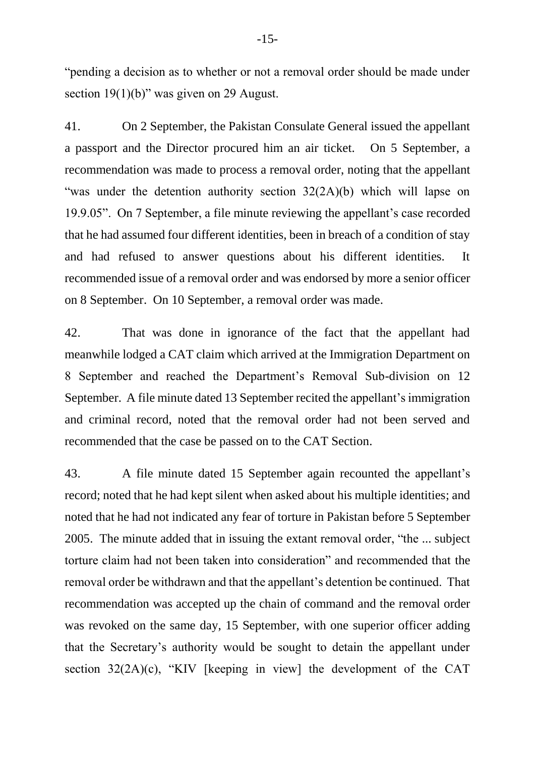"pending a decision as to whether or not a removal order should be made under section 19(1)(b)" was given on 29 August.

41. On 2 September, the Pakistan Consulate General issued the appellant a passport and the Director procured him an air ticket. On 5 September, a recommendation was made to process a removal order, noting that the appellant "was under the detention authority section 32(2A)(b) which will lapse on 19.9.05". On 7 September, a file minute reviewing the appellant's case recorded that he had assumed four different identities, been in breach of a condition of stay and had refused to answer questions about his different identities. It recommended issue of a removal order and was endorsed by more a senior officer on 8 September. On 10 September, a removal order was made.

42. That was done in ignorance of the fact that the appellant had meanwhile lodged a CAT claim which arrived at the Immigration Department on 8 September and reached the Department's Removal Sub-division on 12 September. A file minute dated 13 September recited the appellant's immigration and criminal record, noted that the removal order had not been served and recommended that the case be passed on to the CAT Section.

43. A file minute dated 15 September again recounted the appellant's record; noted that he had kept silent when asked about his multiple identities; and noted that he had not indicated any fear of torture in Pakistan before 5 September 2005. The minute added that in issuing the extant removal order, "the ... subject torture claim had not been taken into consideration" and recommended that the removal order be withdrawn and that the appellant's detention be continued. That recommendation was accepted up the chain of command and the removal order was revoked on the same day, 15 September, with one superior officer adding that the Secretary's authority would be sought to detain the appellant under section 32(2A)(c), "KIV [keeping in view] the development of the CAT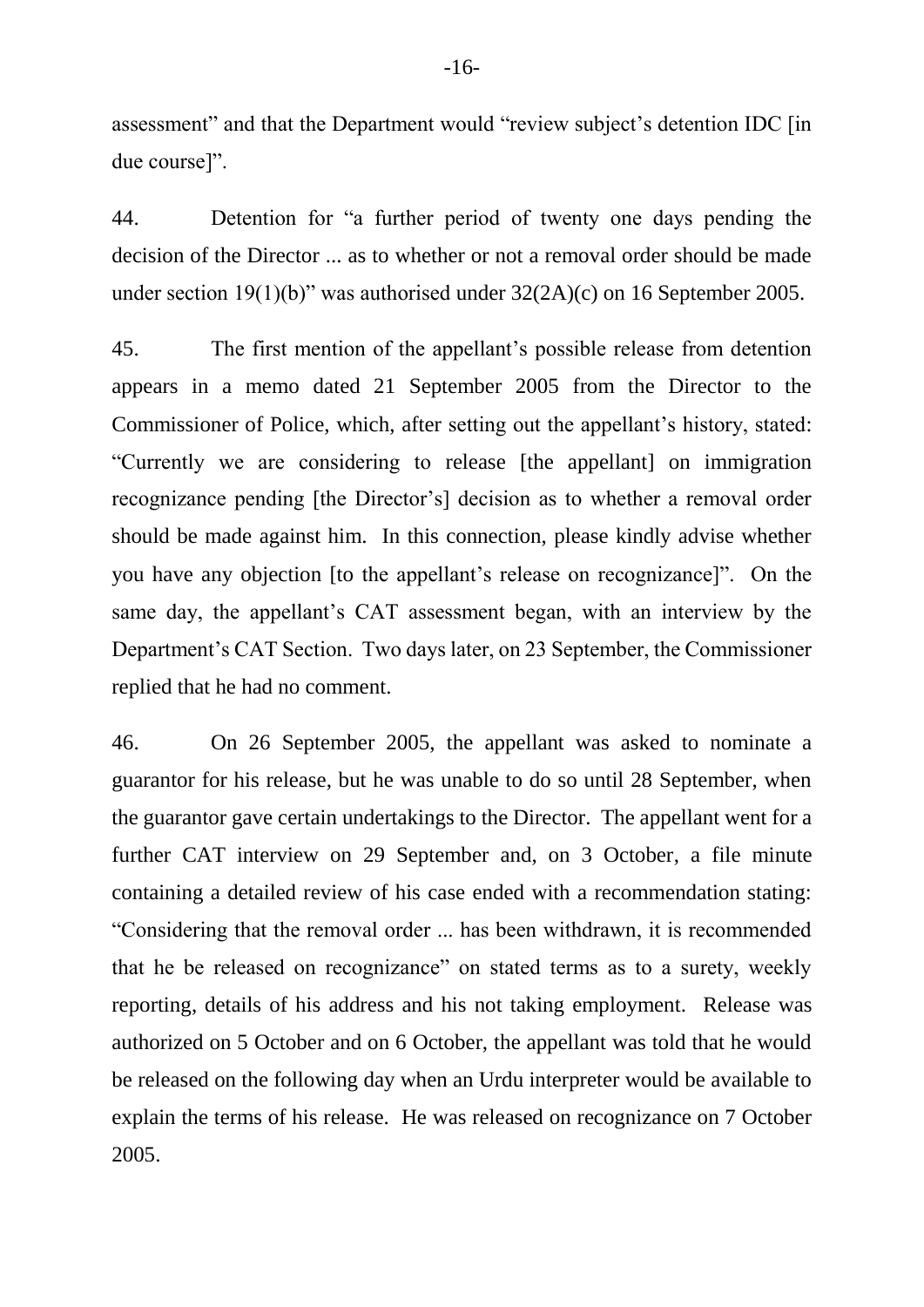assessment" and that the Department would "review subject's detention IDC [in due course]".

44. Detention for "a further period of twenty one days pending the decision of the Director ... as to whether or not a removal order should be made under section 19(1)(b)" was authorised under 32(2A)(c) on 16 September 2005.

45. The first mention of the appellant's possible release from detention appears in a memo dated 21 September 2005 from the Director to the Commissioner of Police, which, after setting out the appellant's history, stated: "Currently we are considering to release [the appellant] on immigration recognizance pending [the Director's] decision as to whether a removal order should be made against him. In this connection, please kindly advise whether you have any objection [to the appellant's release on recognizance]". On the same day, the appellant's CAT assessment began, with an interview by the Department's CAT Section. Two days later, on 23 September, the Commissioner replied that he had no comment.

46. On 26 September 2005, the appellant was asked to nominate a guarantor for his release, but he was unable to do so until 28 September, when the guarantor gave certain undertakings to the Director. The appellant went for a further CAT interview on 29 September and, on 3 October, a file minute containing a detailed review of his case ended with a recommendation stating: "Considering that the removal order ... has been withdrawn, it is recommended that he be released on recognizance" on stated terms as to a surety, weekly reporting, details of his address and his not taking employment. Release was authorized on 5 October and on 6 October, the appellant was told that he would be released on the following day when an Urdu interpreter would be available to explain the terms of his release. He was released on recognizance on 7 October 2005.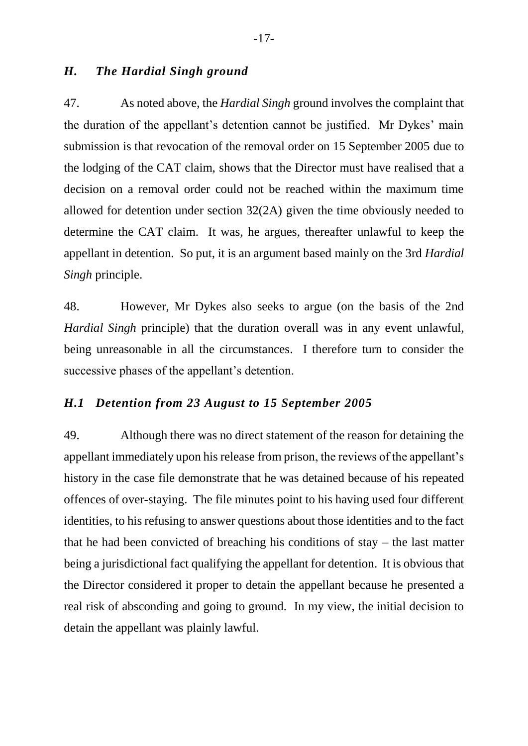## *H. The Hardial Singh ground*

47. As noted above, the *Hardial Singh* ground involves the complaint that the duration of the appellant's detention cannot be justified. Mr Dykes' main submission is that revocation of the removal order on 15 September 2005 due to the lodging of the CAT claim, shows that the Director must have realised that a decision on a removal order could not be reached within the maximum time allowed for detention under section 32(2A) given the time obviously needed to determine the CAT claim. It was, he argues, thereafter unlawful to keep the appellant in detention. So put, it is an argument based mainly on the 3rd *Hardial Singh* principle.

48. However, Mr Dykes also seeks to argue (on the basis of the 2nd *Hardial Singh* principle) that the duration overall was in any event unlawful, being unreasonable in all the circumstances. I therefore turn to consider the successive phases of the appellant's detention.

### *H.1 Detention from 23 August to 15 September 2005*

49. Although there was no direct statement of the reason for detaining the appellant immediately upon his release from prison, the reviews of the appellant's history in the case file demonstrate that he was detained because of his repeated offences of over-staying. The file minutes point to his having used four different identities, to his refusing to answer questions about those identities and to the fact that he had been convicted of breaching his conditions of stay – the last matter being a jurisdictional fact qualifying the appellant for detention. It is obvious that the Director considered it proper to detain the appellant because he presented a real risk of absconding and going to ground. In my view, the initial decision to detain the appellant was plainly lawful.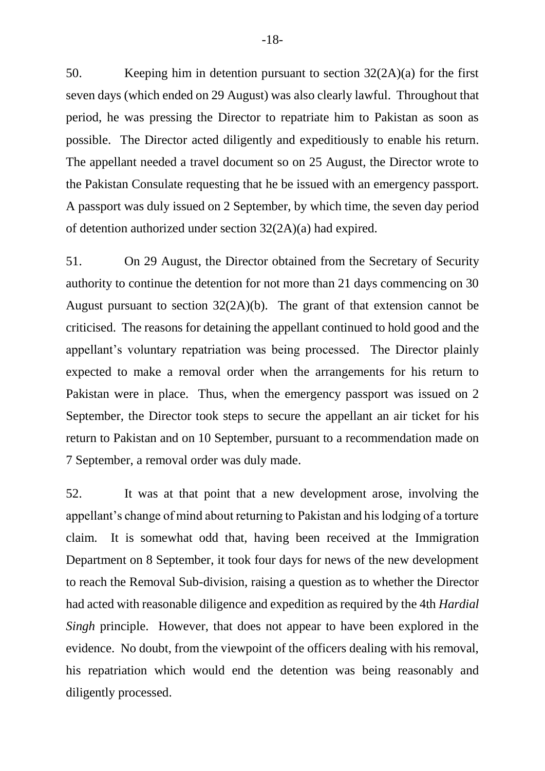50. Keeping him in detention pursuant to section 32(2A)(a) for the first seven days (which ended on 29 August) was also clearly lawful. Throughout that period, he was pressing the Director to repatriate him to Pakistan as soon as possible. The Director acted diligently and expeditiously to enable his return. The appellant needed a travel document so on 25 August, the Director wrote to the Pakistan Consulate requesting that he be issued with an emergency passport. A passport was duly issued on 2 September, by which time, the seven day period of detention authorized under section 32(2A)(a) had expired.

51. On 29 August, the Director obtained from the Secretary of Security authority to continue the detention for not more than 21 days commencing on 30 August pursuant to section 32(2A)(b). The grant of that extension cannot be criticised. The reasons for detaining the appellant continued to hold good and the appellant's voluntary repatriation was being processed. The Director plainly expected to make a removal order when the arrangements for his return to Pakistan were in place. Thus, when the emergency passport was issued on 2 September, the Director took steps to secure the appellant an air ticket for his return to Pakistan and on 10 September, pursuant to a recommendation made on 7 September, a removal order was duly made.

52. It was at that point that a new development arose, involving the appellant's change of mind about returning to Pakistan and his lodging of a torture claim. It is somewhat odd that, having been received at the Immigration Department on 8 September, it took four days for news of the new development to reach the Removal Sub-division, raising a question as to whether the Director had acted with reasonable diligence and expedition as required by the 4th *Hardial Singh* principle. However, that does not appear to have been explored in the evidence. No doubt, from the viewpoint of the officers dealing with his removal, his repatriation which would end the detention was being reasonably and diligently processed.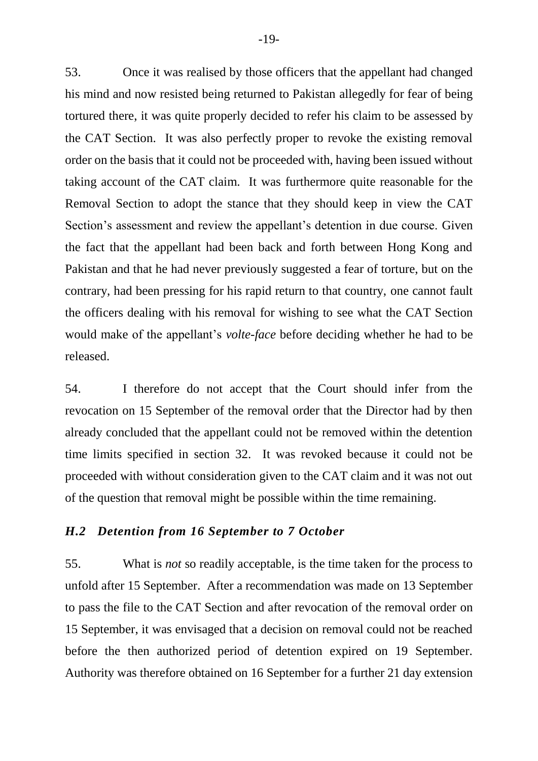53. Once it was realised by those officers that the appellant had changed his mind and now resisted being returned to Pakistan allegedly for fear of being tortured there, it was quite properly decided to refer his claim to be assessed by the CAT Section. It was also perfectly proper to revoke the existing removal order on the basis that it could not be proceeded with, having been issued without taking account of the CAT claim. It was furthermore quite reasonable for the Removal Section to adopt the stance that they should keep in view the CAT Section's assessment and review the appellant's detention in due course. Given the fact that the appellant had been back and forth between Hong Kong and Pakistan and that he had never previously suggested a fear of torture, but on the contrary, had been pressing for his rapid return to that country, one cannot fault the officers dealing with his removal for wishing to see what the CAT Section would make of the appellant's *volte-face* before deciding whether he had to be released.

54. I therefore do not accept that the Court should infer from the revocation on 15 September of the removal order that the Director had by then already concluded that the appellant could not be removed within the detention time limits specified in section 32. It was revoked because it could not be proceeded with without consideration given to the CAT claim and it was not out of the question that removal might be possible within the time remaining.

### *H.2 Detention from 16 September to 7 October*

55. What is *not* so readily acceptable, is the time taken for the process to unfold after 15 September. After a recommendation was made on 13 September to pass the file to the CAT Section and after revocation of the removal order on 15 September, it was envisaged that a decision on removal could not be reached before the then authorized period of detention expired on 19 September. Authority was therefore obtained on 16 September for a further 21 day extension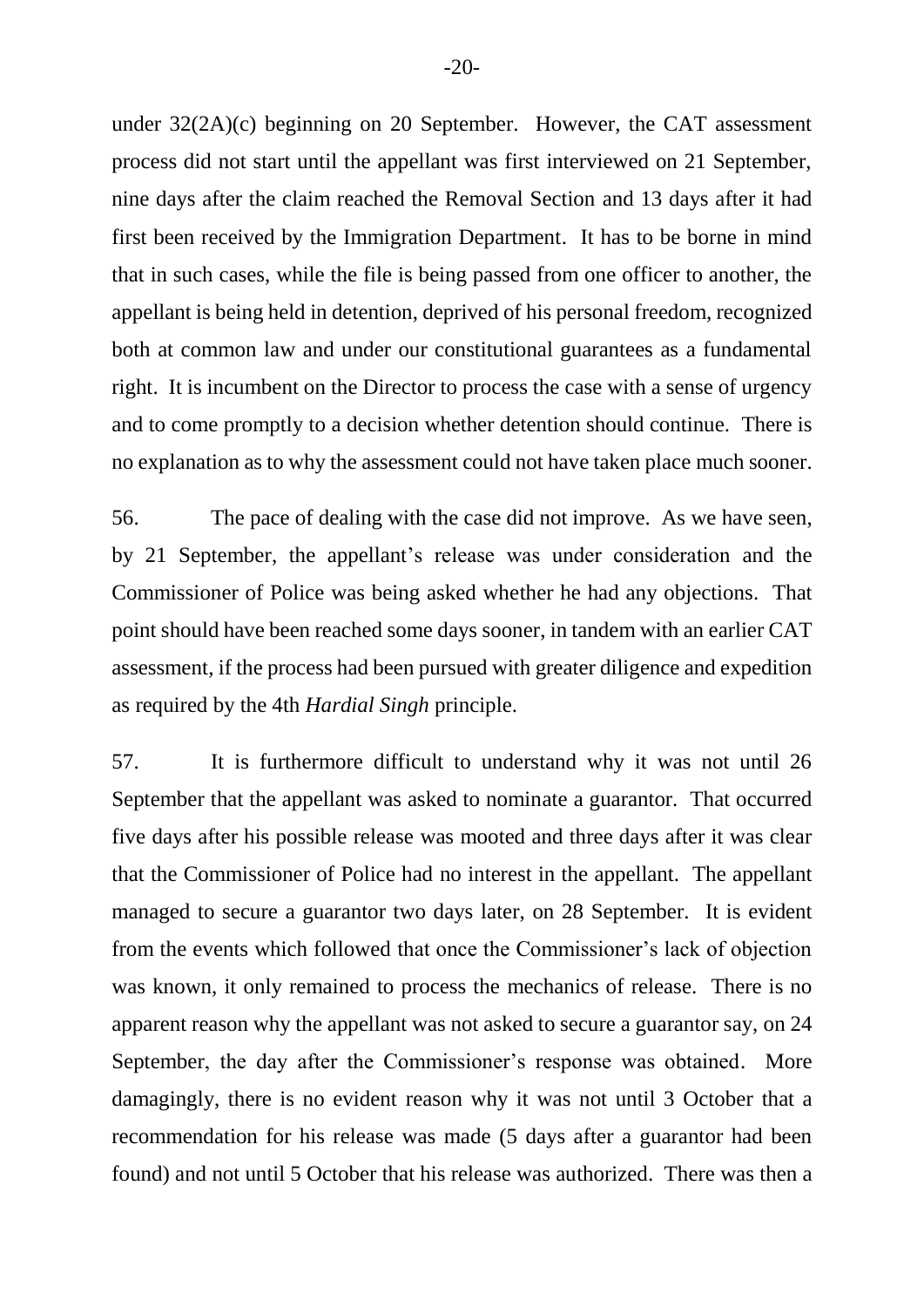under 32(2A)(c) beginning on 20 September. However, the CAT assessment process did not start until the appellant was first interviewed on 21 September, nine days after the claim reached the Removal Section and 13 days after it had first been received by the Immigration Department. It has to be borne in mind that in such cases, while the file is being passed from one officer to another, the appellant is being held in detention, deprived of his personal freedom, recognized both at common law and under our constitutional guarantees as a fundamental right. It is incumbent on the Director to process the case with a sense of urgency and to come promptly to a decision whether detention should continue. There is no explanation as to why the assessment could not have taken place much sooner.

56. The pace of dealing with the case did not improve. As we have seen, by 21 September, the appellant's release was under consideration and the Commissioner of Police was being asked whether he had any objections. That point should have been reached some days sooner, in tandem with an earlier CAT assessment, if the process had been pursued with greater diligence and expedition as required by the 4th *Hardial Singh* principle.

57. It is furthermore difficult to understand why it was not until 26 September that the appellant was asked to nominate a guarantor. That occurred five days after his possible release was mooted and three days after it was clear that the Commissioner of Police had no interest in the appellant. The appellant managed to secure a guarantor two days later, on 28 September. It is evident from the events which followed that once the Commissioner's lack of objection was known, it only remained to process the mechanics of release. There is no apparent reason why the appellant was not asked to secure a guarantor say, on 24 September, the day after the Commissioner's response was obtained. More damagingly, there is no evident reason why it was not until 3 October that a recommendation for his release was made (5 days after a guarantor had been found) and not until 5 October that his release was authorized. There was then a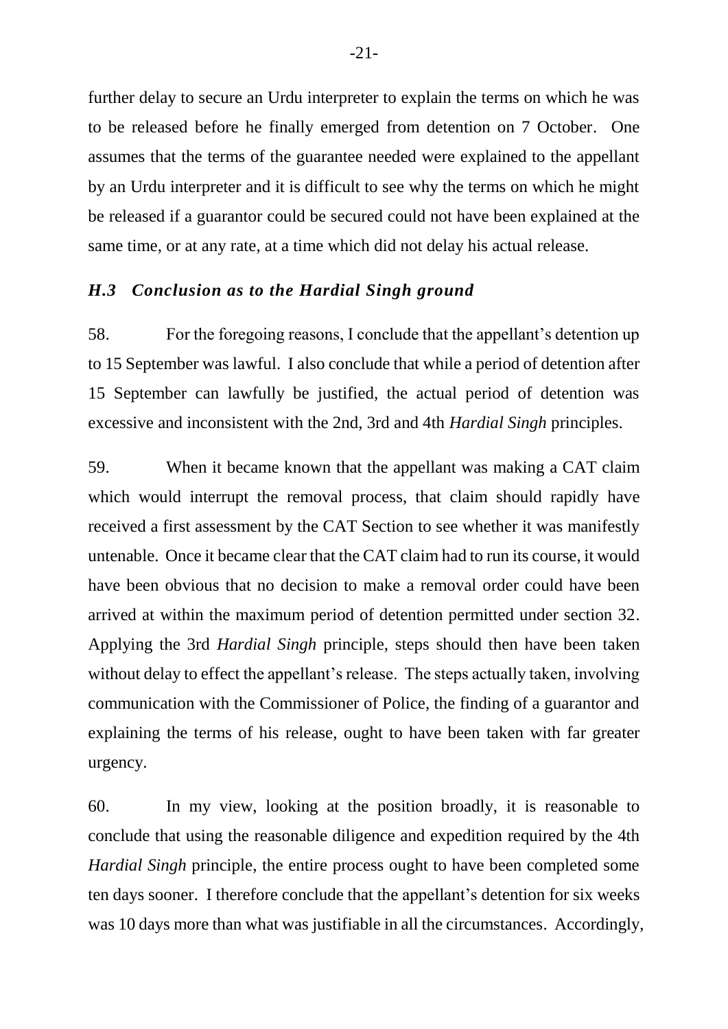further delay to secure an Urdu interpreter to explain the terms on which he was to be released before he finally emerged from detention on 7 October. One assumes that the terms of the guarantee needed were explained to the appellant by an Urdu interpreter and it is difficult to see why the terms on which he might be released if a guarantor could be secured could not have been explained at the same time, or at any rate, at a time which did not delay his actual release.

### *H.3 Conclusion as to the Hardial Singh ground*

58. For the foregoing reasons, I conclude that the appellant's detention up to 15 September was lawful. I also conclude that while a period of detention after 15 September can lawfully be justified, the actual period of detention was excessive and inconsistent with the 2nd, 3rd and 4th *Hardial Singh* principles.

59. When it became known that the appellant was making a CAT claim which would interrupt the removal process, that claim should rapidly have received a first assessment by the CAT Section to see whether it was manifestly untenable. Once it became clear that the CAT claim had to run its course, it would have been obvious that no decision to make a removal order could have been arrived at within the maximum period of detention permitted under section 32. Applying the 3rd *Hardial Singh* principle, steps should then have been taken without delay to effect the appellant's release. The steps actually taken, involving communication with the Commissioner of Police, the finding of a guarantor and explaining the terms of his release, ought to have been taken with far greater urgency.

60. In my view, looking at the position broadly, it is reasonable to conclude that using the reasonable diligence and expedition required by the 4th *Hardial Singh* principle, the entire process ought to have been completed some ten days sooner. I therefore conclude that the appellant's detention for six weeks was 10 days more than what was justifiable in all the circumstances. Accordingly,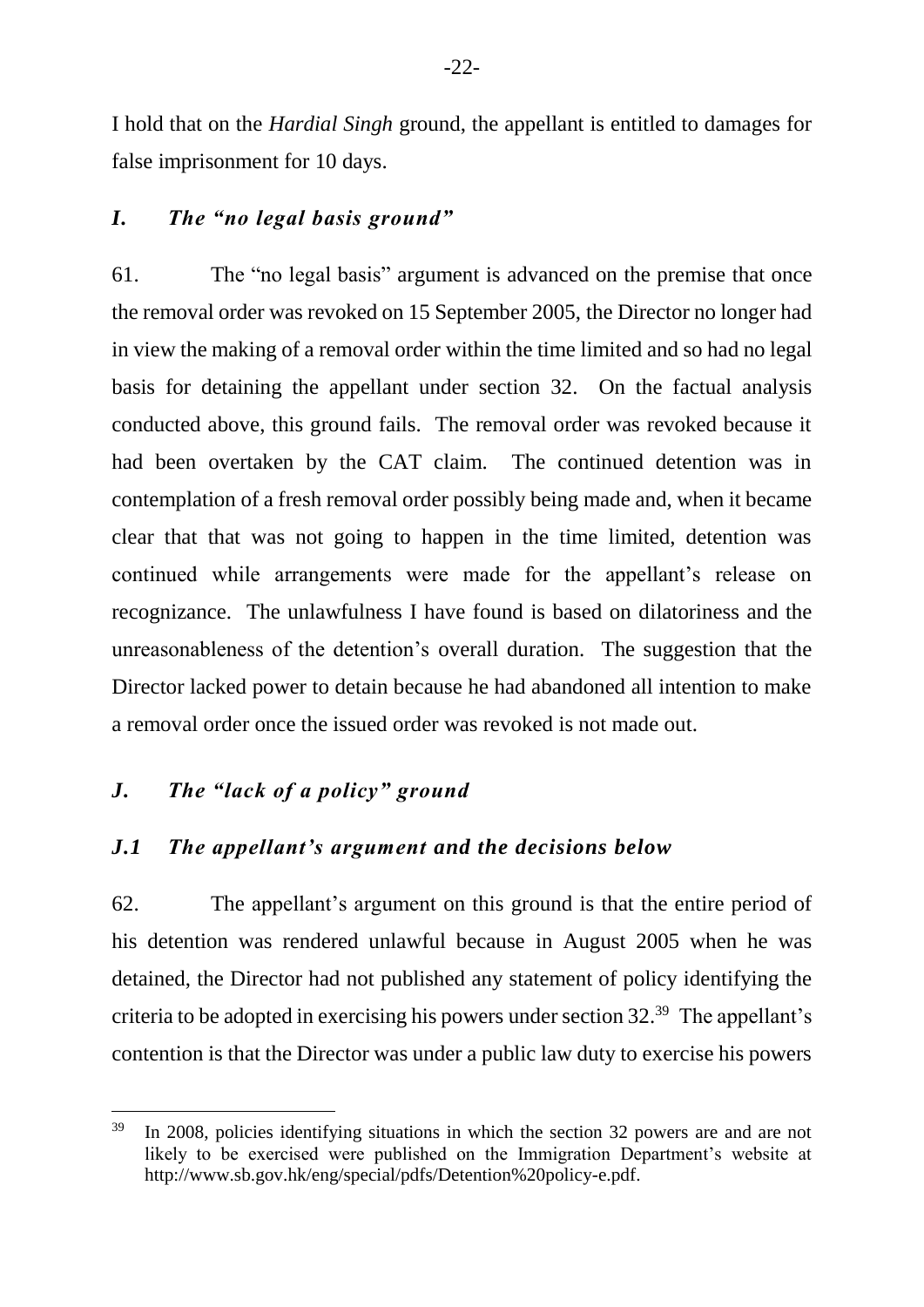I hold that on the *Hardial Singh* ground, the appellant is entitled to damages for false imprisonment for 10 days.

### *I. The "no legal basis ground"*

61. The "no legal basis" argument is advanced on the premise that once the removal order was revoked on 15 September 2005, the Director no longer had in view the making of a removal order within the time limited and so had no legal basis for detaining the appellant under section 32. On the factual analysis conducted above, this ground fails. The removal order was revoked because it had been overtaken by the CAT claim. The continued detention was in contemplation of a fresh removal order possibly being made and, when it became clear that that was not going to happen in the time limited, detention was continued while arrangements were made for the appellant's release on recognizance. The unlawfulness I have found is based on dilatoriness and the unreasonableness of the detention's overall duration. The suggestion that the Director lacked power to detain because he had abandoned all intention to make a removal order once the issued order was revoked is not made out.

### *J. The "lack of a policy" ground*

#### *J.1 The appellant's argument and the decisions below*

62. The appellant's argument on this ground is that the entire period of his detention was rendered unlawful because in August 2005 when he was detained, the Director had not published any statement of policy identifying the criteria to be adopted in exercising his powers under section 32.[39] The appellant's contention is that the Director was under a public law duty to exercise his powers

[39] In 2008, policies identifying situations in which the section 32 powers are and are not likely to be exercised were published on the Immigration Department's website at http://www.sb.gov.hk/eng/special/pdfs/Detention%20policy-e.pdf.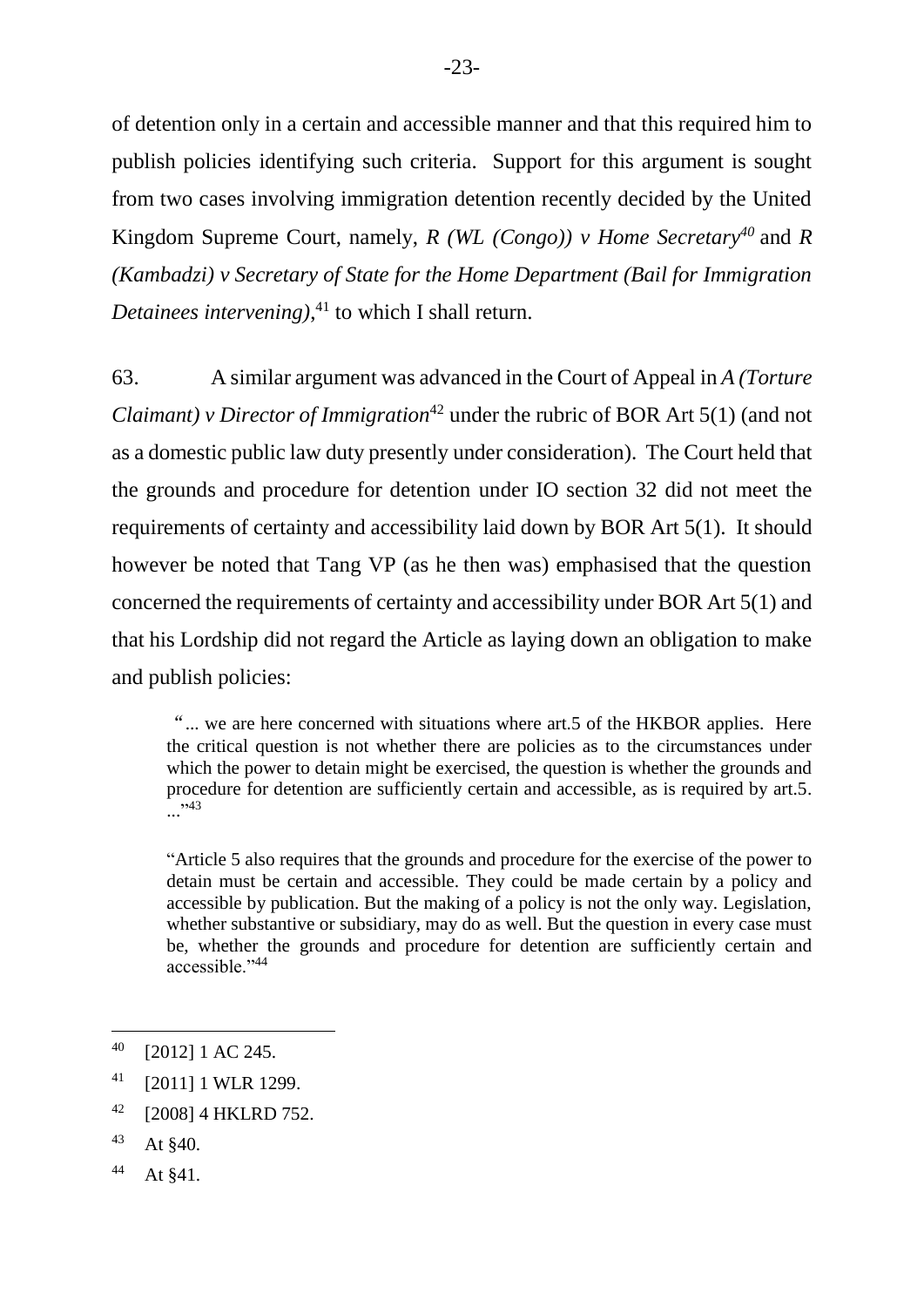of detention only in a certain and accessible manner and that this required him to publish policies identifying such criteria. Support for this argument is sought from two cases involving immigration detention recently decided by the United Kingdom Supreme Court, namely, *R (WL (Congo)) v Home Secretary*[40] and *R (Kambadzi) v Secretary of State for the Home Department (Bail for Immigration Detainees intervening)*,[41] to which I shall return.

63. A similar argument was advanced in the Court of Appeal in *A (Torture Claimant) v Director of Immigration*[42] under the rubric of BOR Art 5(1) (and not as a domestic public law duty presently under consideration). The Court held that the grounds and procedure for detention under IO section 32 did not meet the requirements of certainty and accessibility laid down by BOR Art 5(1). It should however be noted that Tang VP (as he then was) emphasised that the question concerned the requirements of certainty and accessibility under BOR Art 5(1) and that his Lordship did not regard the Article as laying down an obligation to make and publish policies:

> "... we are here concerned with situations where art.5 of the HKBOR applies. Here the critical question is not whether there are policies as to the circumstances under which the power to detain might be exercised, the question is whether the grounds and procedure for detention are sufficiently certain and accessible, as is required by art.5. ..."[43]

> "Article 5 also requires that the grounds and procedure for the exercise of the power to detain must be certain and accessible. They could be made certain by a policy and accessible by publication. But the making of a policy is not the only way. Legislation, whether substantive or subsidiary, may do as well. But the question in every case must be, whether the grounds and procedure for detention are sufficiently certain and accessible."[44]

---

[40] [2012] 1 AC 245.

[41] [2011] 1 WLR 1299.

[42] [2008] 4 HKLRD 752.

[43] At §40.

[44] At §41.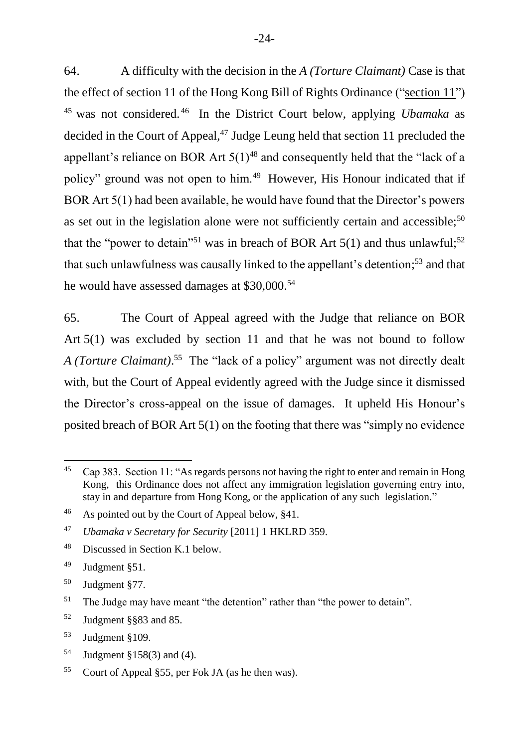64. A difficulty with the decision in the *A (Torture Claimant)* Case is that the effect of section 11 of the Hong Kong Bill of Rights Ordinance ("section 11")[45] was not considered.[46] In the District Court below, applying *Ubamaka* as decided in the Court of Appeal,[47] Judge Leung held that section 11 precluded the appellant's reliance on BOR Art 5(1)[48] and consequently held that the "lack of a policy" ground was not open to him.[49] However, His Honour indicated that if BOR Art 5(1) had been available, he would have found that the Director's powers as set out in the legislation alone were not sufficiently certain and accessible;[50] that the "power to detain"[51] was in breach of BOR Art 5(1) and thus unlawful;[52] that such unlawfulness was causally linked to the appellant's detention;[53] and that he would have assessed damages at $30,000.[54]

65. The Court of Appeal agreed with the Judge that reliance on BOR Art 5(1) was excluded by section 11 and that he was not bound to follow *A (Torture Claimant)*.[55] The "lack of a policy" argument was not directly dealt with, but the Court of Appeal evidently agreed with the Judge since it dismissed the Director's cross-appeal on the issue of damages. It upheld His Honour's posited breach of BOR Art 5(1) on the footing that there was "simply no evidence

---

[45] Cap 383. Section 11: "As regards persons not having the right to enter and remain in Hong Kong, this Ordinance does not affect any immigration legislation governing entry into, stay in and departure from Hong Kong, or the application of any such legislation."

[46] As pointed out by the Court of Appeal below, §41.

[47] *Ubamaka v Secretary for Security* [2011] 1 HKLRD 359.

[48] Discussed in Section K.1 below.

[49] Judgment §51.

[50] Judgment §77.

[51] The Judge may have meant "the detention" rather than "the power to detain".

[52] Judgment §§83 and 85.

[53] Judgment §109.

[54] Judgment §158(3) and (4).

[55] Court of Appeal §55, per Fok JA (as he then was).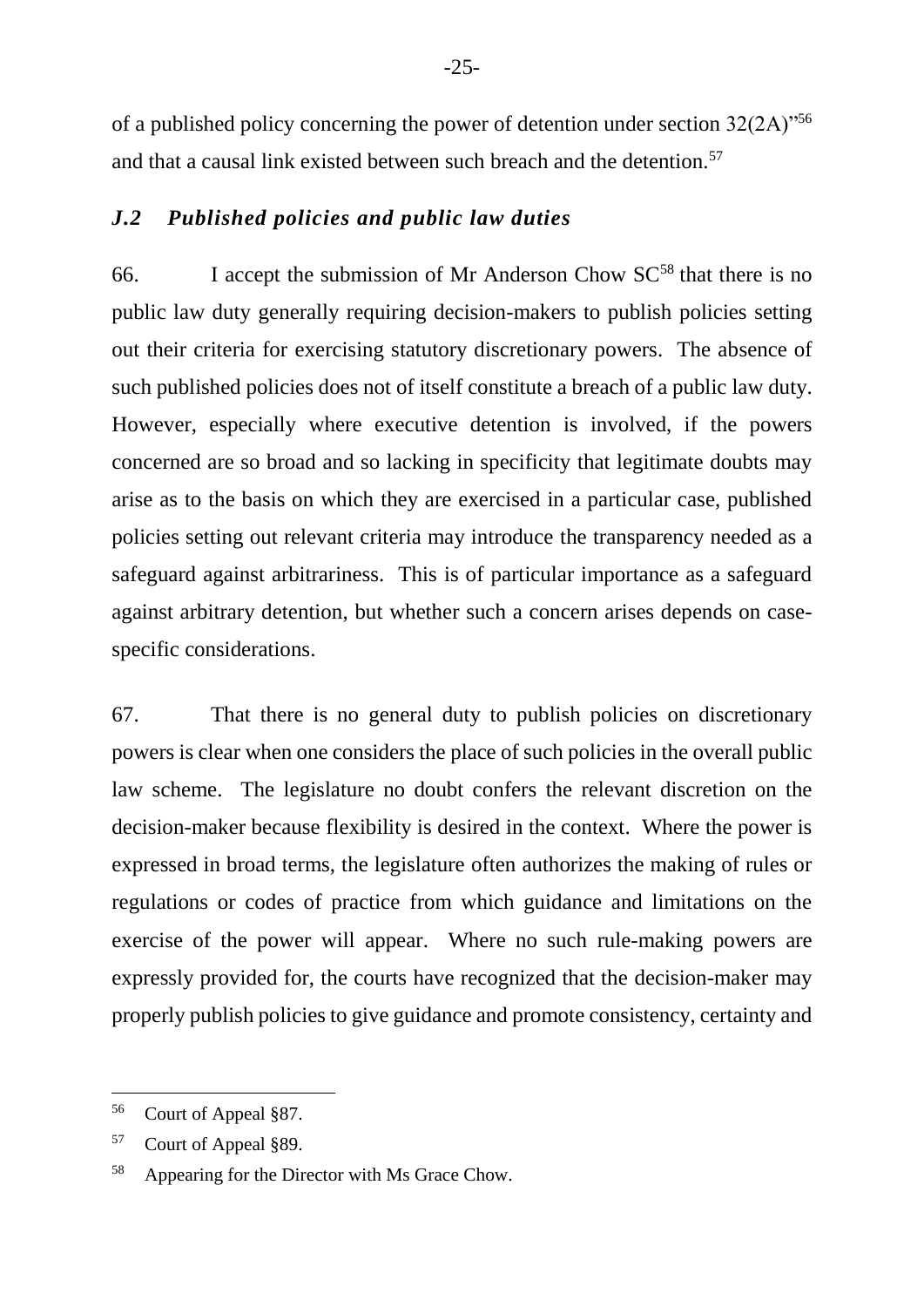of a published policy concerning the power of detention under section 32(2A)"[56] and that a causal link existed between such breach and the detention.[57]

### *J.2 Published policies and public law duties*

66. I accept the submission of Mr Anderson Chow SC[58] that there is no public law duty generally requiring decision-makers to publish policies setting out their criteria for exercising statutory discretionary powers. The absence of such published policies does not of itself constitute a breach of a public law duty. However, especially where executive detention is involved, if the powers concerned are so broad and so lacking in specificity that legitimate doubts may arise as to the basis on which they are exercised in a particular case, published policies setting out relevant criteria may introduce the transparency needed as a safeguard against arbitrariness. This is of particular importance as a safeguard against arbitrary detention, but whether such a concern arises depends on case-specific considerations.

67. That there is no general duty to publish policies on discretionary powers is clear when one considers the place of such policies in the overall public law scheme. The legislature no doubt confers the relevant discretion on the decision-maker because flexibility is desired in the context. Where the power is expressed in broad terms, the legislature often authorizes the making of rules or regulations or codes of practice from which guidance and limitations on the exercise of the power will appear. Where no such rule-making powers are expressly provided for, the courts have recognized that the decision-maker may properly publish policies to give guidance and promote consistency, certainty and

---

[56] Court of Appeal §87.

[57] Court of Appeal §89.

[58] Appearing for the Director with Ms Grace Chow.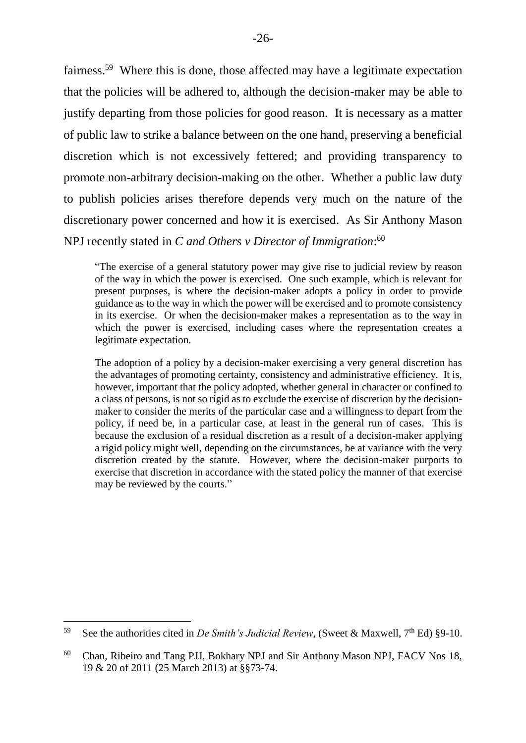fairness.[59] Where this is done, those affected may have a legitimate expectation that the policies will be adhered to, although the decision-maker may be able to justify departing from those policies for good reason. It is necessary as a matter of public law to strike a balance between on the one hand, preserving a beneficial discretion which is not excessively fettered; and providing transparency to promote non-arbitrary decision-making on the other. Whether a public law duty to publish policies arises therefore depends very much on the nature of the discretionary power concerned and how it is exercised. As Sir Anthony Mason NPJ recently stated in *C and Others v Director of Immigration*:[60]

> "The exercise of a general statutory power may give rise to judicial review by reason of the way in which the power is exercised. One such example, which is relevant for present purposes, is where the decision-maker adopts a policy in order to provide guidance as to the way in which the power will be exercised and to promote consistency in its exercise. Or when the decision-maker makes a representation as to the way in which the power is exercised, including cases where the representation creates a legitimate expectation.
>
> The adoption of a policy by a decision-maker exercising a very general discretion has the advantages of promoting certainty, consistency and administrative efficiency. It is, however, important that the policy adopted, whether general in character or confined to a class of persons, is not so rigid as to exclude the exercise of discretion by the decision-maker to consider the merits of the particular case and a willingness to depart from the policy, if need be, in a particular case, at least in the general run of cases. This is because the exclusion of a residual discretion as a result of a decision-maker applying a rigid policy might well, depending on the circumstances, be at variance with the very discretion created by the statute. However, where the decision-maker purports to exercise that discretion in accordance with the stated policy the manner of that exercise may be reviewed by the courts."

---

[59] See the authorities cited in *De Smith's Judicial Review*, (Sweet & Maxwell, 7th Ed) §9-10.

[60] Chan, Ribeiro and Tang PJJ, Bokhary NPJ and Sir Anthony Mason NPJ, FACV Nos 18, 19 & 20 of 2011 (25 March 2013) at §§73-74.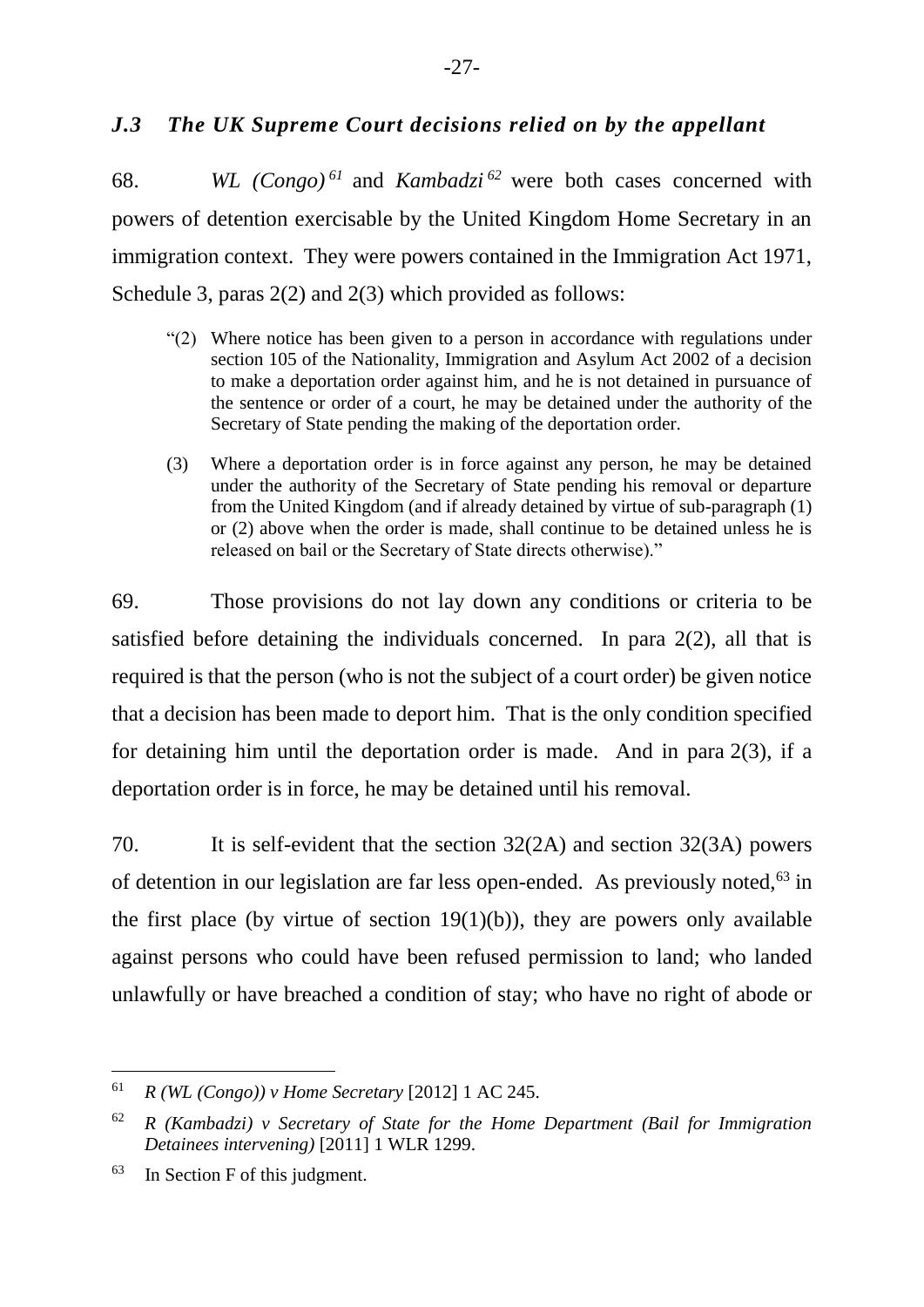### *J.3 The UK Supreme Court decisions relied on by the appellant*

68. *WL (Congo)*[61] and *Kambadzi*[62] were both cases concerned with powers of detention exercisable by the United Kingdom Home Secretary in an immigration context. They were powers contained in the Immigration Act 1971, Schedule 3, paras 2(2) and 2(3) which provided as follows:

> "(2) Where notice has been given to a person in accordance with regulations under section 105 of the Nationality, Immigration and Asylum Act 2002 of a decision to make a deportation order against him, and he is not detained in pursuance of the sentence or order of a court, he may be detained under the authority of the Secretary of State pending the making of the deportation order.
>
> (3) Where a deportation order is in force against any person, he may be detained under the authority of the Secretary of State pending his removal or departure from the United Kingdom (and if already detained by virtue of sub-paragraph (1) or (2) above when the order is made, shall continue to be detained unless he is released on bail or the Secretary of State directs otherwise)."

69. Those provisions do not lay down any conditions or criteria to be satisfied before detaining the individuals concerned. In para 2(2), all that is required is that the person (who is not the subject of a court order) be given notice that a decision has been made to deport him. That is the only condition specified for detaining him until the deportation order is made. And in para 2(3), if a deportation order is in force, he may be detained until his removal.

70. It is self-evident that the section 32(2A) and section 32(3A) powers of detention in our legislation are far less open-ended. As previously noted,[63] in the first place (by virtue of section 19(1)(b)), they are powers only available against persons who could have been refused permission to land; who landed unlawfully or have breached a condition of stay; who have no right of abode or

---

[61] *R (WL (Congo)) v Home Secretary* [2012] 1 AC 245.

[62] *R (Kambadzi) v Secretary of State for the Home Department (Bail for Immigration Detainees intervening)* [2011] 1 WLR 1299.

[63] In Section F of this judgment.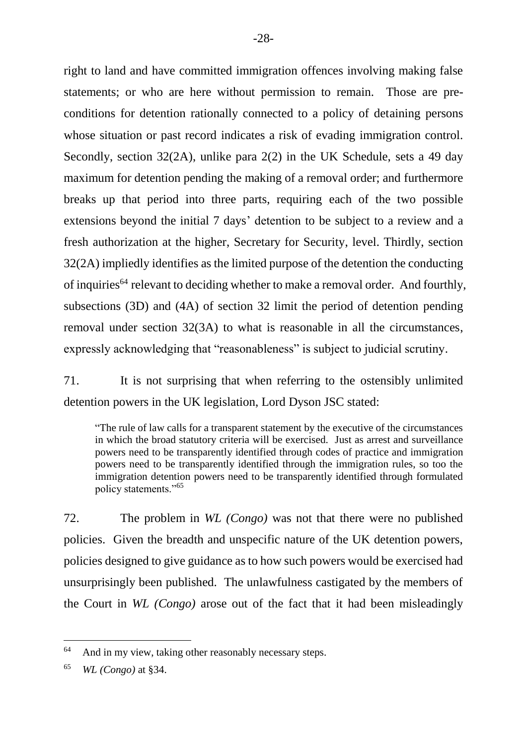right to land and have committed immigration offences involving making false statements; or who are here without permission to remain. Those are pre-conditions for detention rationally connected to a policy of detaining persons whose situation or past record indicates a risk of evading immigration control. Secondly, section 32(2A), unlike para 2(2) in the UK Schedule, sets a 49 day maximum for detention pending the making of a removal order; and furthermore breaks up that period into three parts, requiring each of the two possible extensions beyond the initial 7 days' detention to be subject to a review and a fresh authorization at the higher, Secretary for Security, level. Thirdly, section 32(2A) impliedly identifies as the limited purpose of the detention the conducting of inquiries[64] relevant to deciding whether to make a removal order. And fourthly, subsections (3D) and (4A) of section 32 limit the period of detention pending removal under section 32(3A) to what is reasonable in all the circumstances, expressly acknowledging that "reasonableness" is subject to judicial scrutiny.

71. It is not surprising that when referring to the ostensibly unlimited detention powers in the UK legislation, Lord Dyson JSC stated:

> "The rule of law calls for a transparent statement by the executive of the circumstances in which the broad statutory criteria will be exercised. Just as arrest and surveillance powers need to be transparently identified through codes of practice and immigration powers need to be transparently identified through the immigration rules, so too the immigration detention powers need to be transparently identified through formulated policy statements."[65]

72. The problem in *WL (Congo)* was not that there were no published policies. Given the breadth and unspecific nature of the UK detention powers, policies designed to give guidance as to how such powers would be exercised had unsurprisingly been published. The unlawfulness castigated by the members of the Court in *WL (Congo)* arose out of the fact that it had been misleadingly

---

[64] And in my view, taking other reasonably necessary steps.

[65] *WL (Congo)* at §34.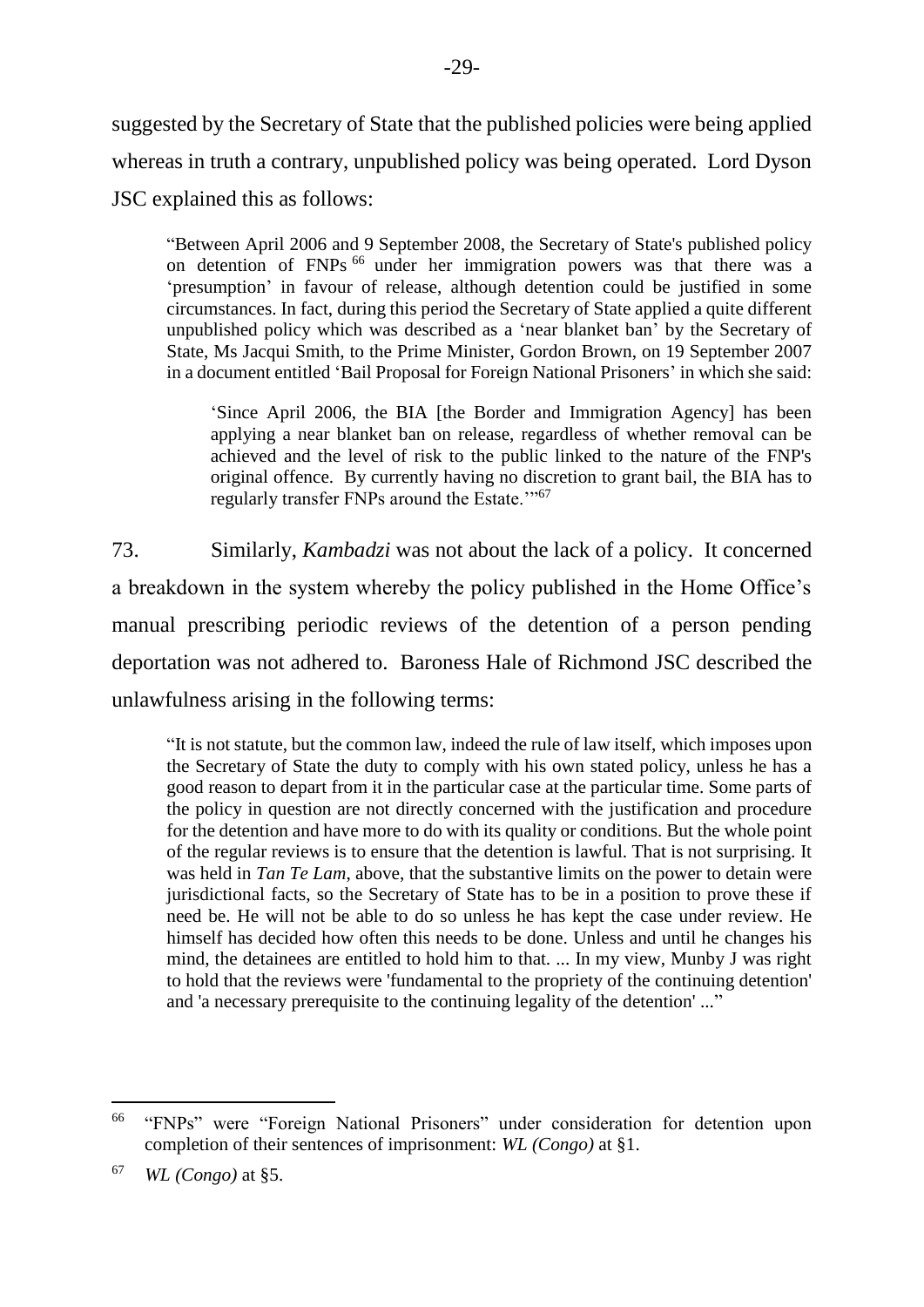suggested by the Secretary of State that the published policies were being applied whereas in truth a contrary, unpublished policy was being operated. Lord Dyson JSC explained this as follows:

> "Between April 2006 and 9 September 2008, the Secretary of State's published policy on detention of FNPs [66] under her immigration powers was that there was a 'presumption' in favour of release, although detention could be justified in some circumstances. In fact, during this period the Secretary of State applied a quite different unpublished policy which was described as a 'near blanket ban' by the Secretary of State, Ms Jacqui Smith, to the Prime Minister, Gordon Brown, on 19 September 2007 in a document entitled 'Bail Proposal for Foreign National Prisoners' in which she said:
>
> > 'Since April 2006, the BIA [the Border and Immigration Agency] has been applying a near blanket ban on release, regardless of whether removal can be achieved and the level of risk to the public linked to the nature of the FNP's original offence. By currently having no discretion to grant bail, the BIA has to regularly transfer FNPs around the Estate.'"[67]

73. Similarly, *Kambadzi* was not about the lack of a policy. It concerned a breakdown in the system whereby the policy published in the Home Office's manual prescribing periodic reviews of the detention of a person pending deportation was not adhered to. Baroness Hale of Richmond JSC described the unlawfulness arising in the following terms:

> "It is not statute, but the common law, indeed the rule of law itself, which imposes upon the Secretary of State the duty to comply with his own stated policy, unless he has a good reason to depart from it in the particular case at the particular time. Some parts of the policy in question are not directly concerned with the justification and procedure for the detention and have more to do with its quality or conditions. But the whole point of the regular reviews is to ensure that the detention is lawful. That is not surprising. It was held in *Tan Te Lam*, above, that the substantive limits on the power to detain were jurisdictional facts, so the Secretary of State has to be in a position to prove these if need be. He will not be able to do so unless he has kept the case under review. He himself has decided how often this needs to be done. Unless and until he changes his mind, the detainees are entitled to hold him to that. ... In my view, Munby J was right to hold that the reviews were 'fundamental to the propriety of the continuing detention' and 'a necessary prerequisite to the continuing legality of the detention' ..."

---

[66] "FNPs" were "Foreign National Prisoners" under consideration for detention upon completion of their sentences of imprisonment: *WL (Congo)* at §1.

[67] *WL (Congo)* at §5.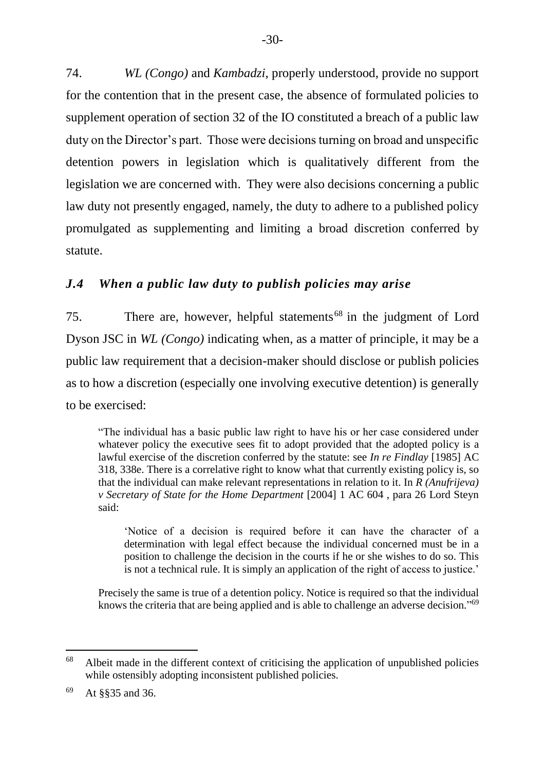74. *WL (Congo)* and *Kambadzi*, properly understood, provide no support for the contention that in the present case, the absence of formulated policies to supplement operation of section 32 of the IO constituted a breach of a public law duty on the Director's part. Those were decisions turning on broad and unspecific detention powers in legislation which is qualitatively different from the legislation we are concerned with. They were also decisions concerning a public law duty not presently engaged, namely, the duty to adhere to a published policy promulgated as supplementing and limiting a broad discretion conferred by statute.

### *J.4 When a public law duty to publish policies may arise*

75. There are, however, helpful statements[68] in the judgment of Lord Dyson JSC in *WL (Congo)* indicating when, as a matter of principle, it may be a public law requirement that a decision-maker should disclose or publish policies as to how a discretion (especially one involving executive detention) is generally to be exercised:

> "The individual has a basic public law right to have his or her case considered under whatever policy the executive sees fit to adopt provided that the adopted policy is a lawful exercise of the discretion conferred by the statute: see *In re Findlay* [1985] AC 318, 338e. There is a correlative right to know what that currently existing policy is, so that the individual can make relevant representations in relation to it. In *R (Anufrijeva) v Secretary of State for the Home Department* [2004] 1 AC 604 , para 26 Lord Steyn said:
>
> > 'Notice of a decision is required before it can have the character of a determination with legal effect because the individual concerned must be in a position to challenge the decision in the courts if he or she wishes to do so. This is not a technical rule. It is simply an application of the right of access to justice.'
>
> Precisely the same is true of a detention policy. Notice is required so that the individual knows the criteria that are being applied and is able to challenge an adverse decision."[69]

---

[68] Albeit made in the different context of criticising the application of unpublished policies while ostensibly adopting inconsistent published policies.

[69] At §§35 and 36.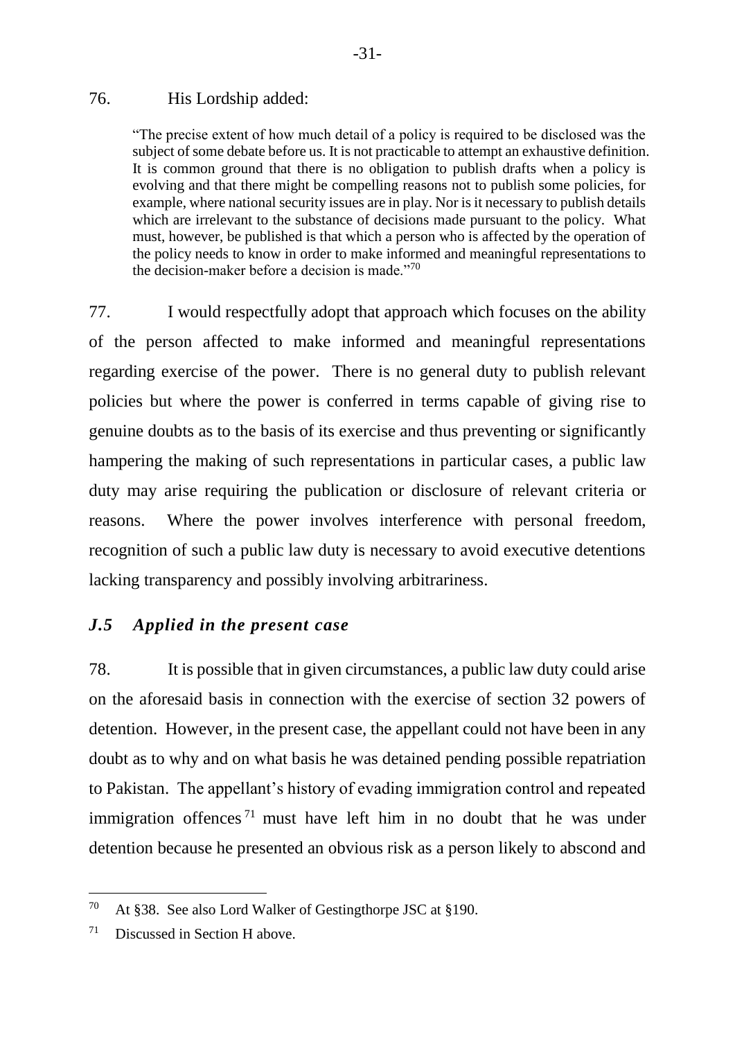76. His Lordship added:

> "The precise extent of how much detail of a policy is required to be disclosed was the subject of some debate before us. It is not practicable to attempt an exhaustive definition. It is common ground that there is no obligation to publish drafts when a policy is evolving and that there might be compelling reasons not to publish some policies, for example, where national security issues are in play. Nor is it necessary to publish details which are irrelevant to the substance of decisions made pursuant to the policy. What must, however, be published is that which a person who is affected by the operation of the policy needs to know in order to make informed and meaningful representations to the decision-maker before a decision is made."[70]

77. I would respectfully adopt that approach which focuses on the ability of the person affected to make informed and meaningful representations regarding exercise of the power. There is no general duty to publish relevant policies but where the power is conferred in terms capable of giving rise to genuine doubts as to the basis of its exercise and thus preventing or significantly hampering the making of such representations in particular cases, a public law duty may arise requiring the publication or disclosure of relevant criteria or reasons. Where the power involves interference with personal freedom, recognition of such a public law duty is necessary to avoid executive detentions lacking transparency and possibly involving arbitrariness.

### *J.5 Applied in the present case*

78. It is possible that in given circumstances, a public law duty could arise on the aforesaid basis in connection with the exercise of section 32 powers of detention. However, in the present case, the appellant could not have been in any doubt as to why and on what basis he was detained pending possible repatriation to Pakistan. The appellant's history of evading immigration control and repeated immigration offences[71] must have left him in no doubt that he was under detention because he presented an obvious risk as a person likely to abscond and

---

[70] At §38. See also Lord Walker of Gestingthorpe JSC at §190.

[71] Discussed in Section H above.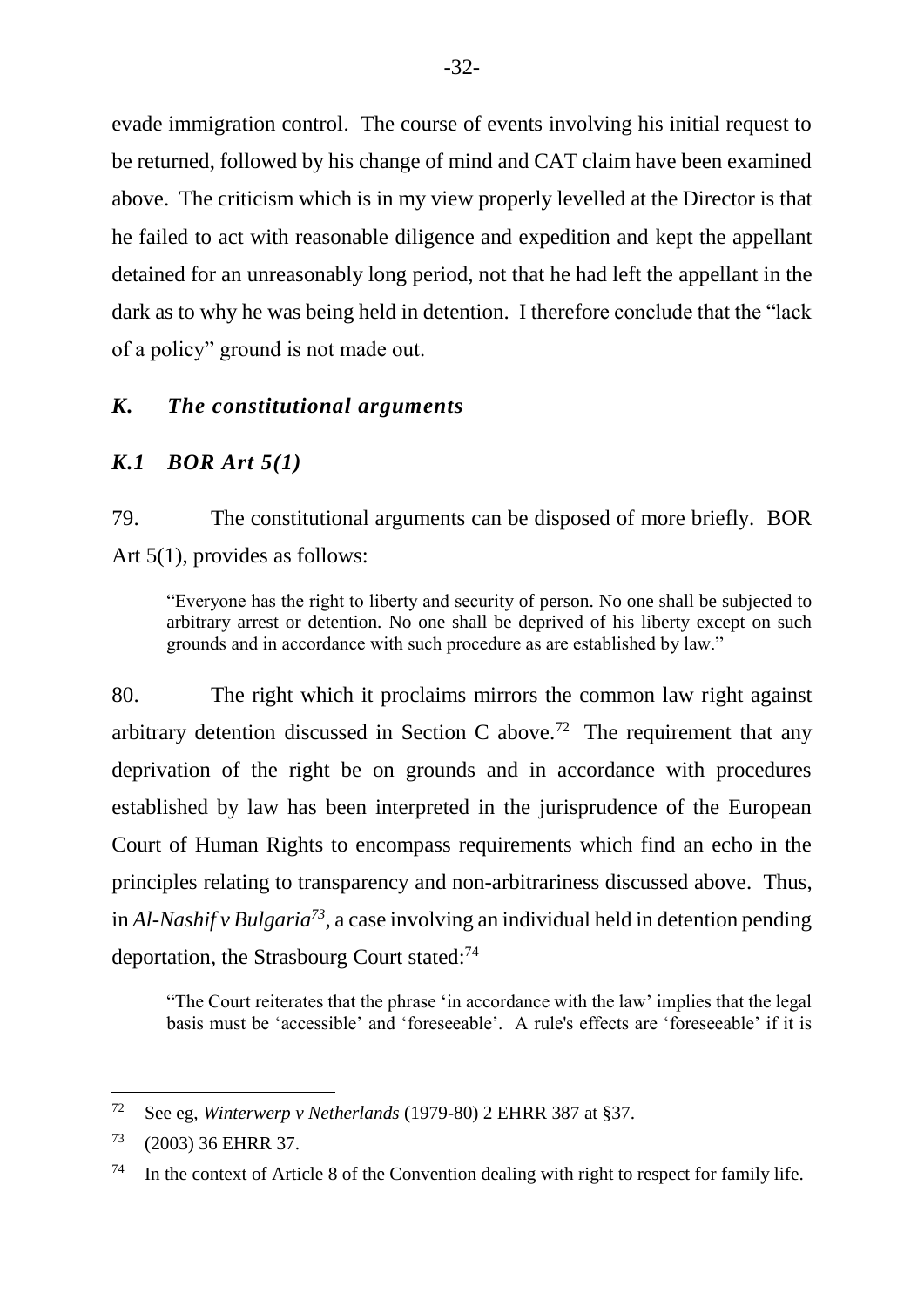evade immigration control. The course of events involving his initial request to be returned, followed by his change of mind and CAT claim have been examined above. The criticism which is in my view properly levelled at the Director is that he failed to act with reasonable diligence and expedition and kept the appellant detained for an unreasonably long period, not that he had left the appellant in the dark as to why he was being held in detention. I therefore conclude that the "lack of a policy" ground is not made out.

## *K. The constitutional arguments*

### *K.1 BOR Art 5(1)*

79. The constitutional arguments can be disposed of more briefly. BOR Art 5(1), provides as follows:

> "Everyone has the right to liberty and security of person. No one shall be subjected to arbitrary arrest or detention. No one shall be deprived of his liberty except on such grounds and in accordance with such procedure as are established by law."

80. The right which it proclaims mirrors the common law right against arbitrary detention discussed in Section C above.[72] The requirement that any deprivation of the right be on grounds and in accordance with procedures established by law has been interpreted in the jurisprudence of the European Court of Human Rights to encompass requirements which find an echo in the principles relating to transparency and non-arbitrariness discussed above. Thus, in *Al-Nashif v Bulgaria*[73], a case involving an individual held in detention pending deportation, the Strasbourg Court stated:[74]

> "The Court reiterates that the phrase 'in accordance with the law' implies that the legal basis must be 'accessible' and 'foreseeable'. A rule's effects are 'foreseeable' if it is

---

[72] See eg, *Winterwerp v Netherlands* (1979-80) 2 EHRR 387 at §37.

[73] (2003) 36 EHRR 37.

[74] In the context of Article 8 of the Convention dealing with right to respect for family life.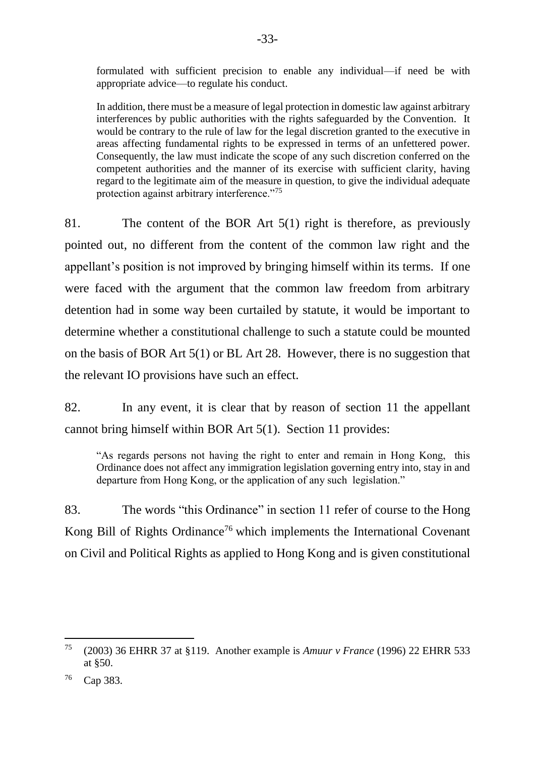> formulated with sufficient precision to enable any individual—if need be with appropriate advice—to regulate his conduct.
>
> In addition, there must be a measure of legal protection in domestic law against arbitrary interferences by public authorities with the rights safeguarded by the Convention. It would be contrary to the rule of law for the legal discretion granted to the executive in areas affecting fundamental rights to be expressed in terms of an unfettered power. Consequently, the law must indicate the scope of any such discretion conferred on the competent authorities and the manner of its exercise with sufficient clarity, having regard to the legitimate aim of the measure in question, to give the individual adequate protection against arbitrary interference."[75]

81. The content of the BOR Art 5(1) right is therefore, as previously pointed out, no different from the content of the common law right and the appellant's position is not improved by bringing himself within its terms. If one were faced with the argument that the common law freedom from arbitrary detention had in some way been curtailed by statute, it would be important to determine whether a constitutional challenge to such a statute could be mounted on the basis of BOR Art 5(1) or BL Art 28. However, there is no suggestion that the relevant IO provisions have such an effect.

82. In any event, it is clear that by reason of section 11 the appellant cannot bring himself within BOR Art 5(1). Section 11 provides:

> "As regards persons not having the right to enter and remain in Hong Kong, this Ordinance does not affect any immigration legislation governing entry into, stay in and departure from Hong Kong, or the application of any such legislation."

83. The words "this Ordinance" in section 11 refer of course to the Hong Kong Bill of Rights Ordinance[76] which implements the International Covenant on Civil and Political Rights as applied to Hong Kong and is given constitutional

---

[75] (2003) 36 EHRR 37 at §119. Another example is *Amuur v France* (1996) 22 EHRR 533 at §50.

[76] Cap 383.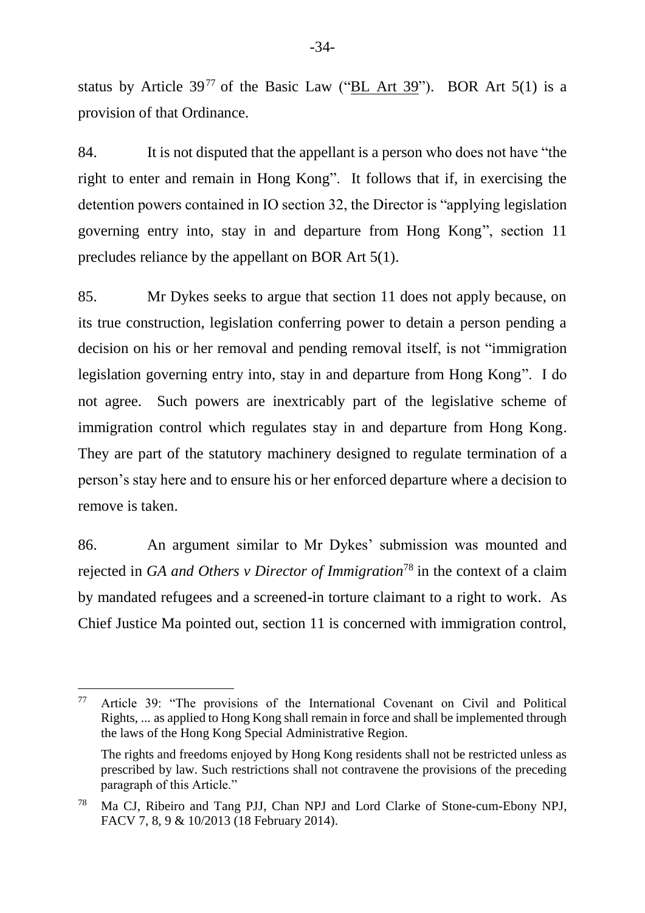status by Article 39[77] of the Basic Law ("BL Art 39"). BOR Art 5(1) is a provision of that Ordinance.

84. It is not disputed that the appellant is a person who does not have "the right to enter and remain in Hong Kong". It follows that if, in exercising the detention powers contained in IO section 32, the Director is "applying legislation governing entry into, stay in and departure from Hong Kong", section 11 precludes reliance by the appellant on BOR Art 5(1).

85. Mr Dykes seeks to argue that section 11 does not apply because, on its true construction, legislation conferring power to detain a person pending a decision on his or her removal and pending removal itself, is not "immigration legislation governing entry into, stay in and departure from Hong Kong". I do not agree. Such powers are inextricably part of the legislative scheme of immigration control which regulates stay in and departure from Hong Kong. They are part of the statutory machinery designed to regulate termination of a person's stay here and to ensure his or her enforced departure where a decision to remove is taken.

86. An argument similar to Mr Dykes' submission was mounted and rejected in *GA and Others v Director of Immigration*[78] in the context of a claim by mandated refugees and a screened-in torture claimant to a right to work. As Chief Justice Ma pointed out, section 11 is concerned with immigration control,

---

[77] Article 39: "The provisions of the International Covenant on Civil and Political Rights, ... as applied to Hong Kong shall remain in force and shall be implemented through the laws of the Hong Kong Special Administrative Region.

The rights and freedoms enjoyed by Hong Kong residents shall not be restricted unless as prescribed by law. Such restrictions shall not contravene the provisions of the preceding paragraph of this Article."

[78] Ma CJ, Ribeiro and Tang PJJ, Chan NPJ and Lord Clarke of Stone-cum-Ebony NPJ, FACV 7, 8, 9 & 10/2013 (18 February 2014).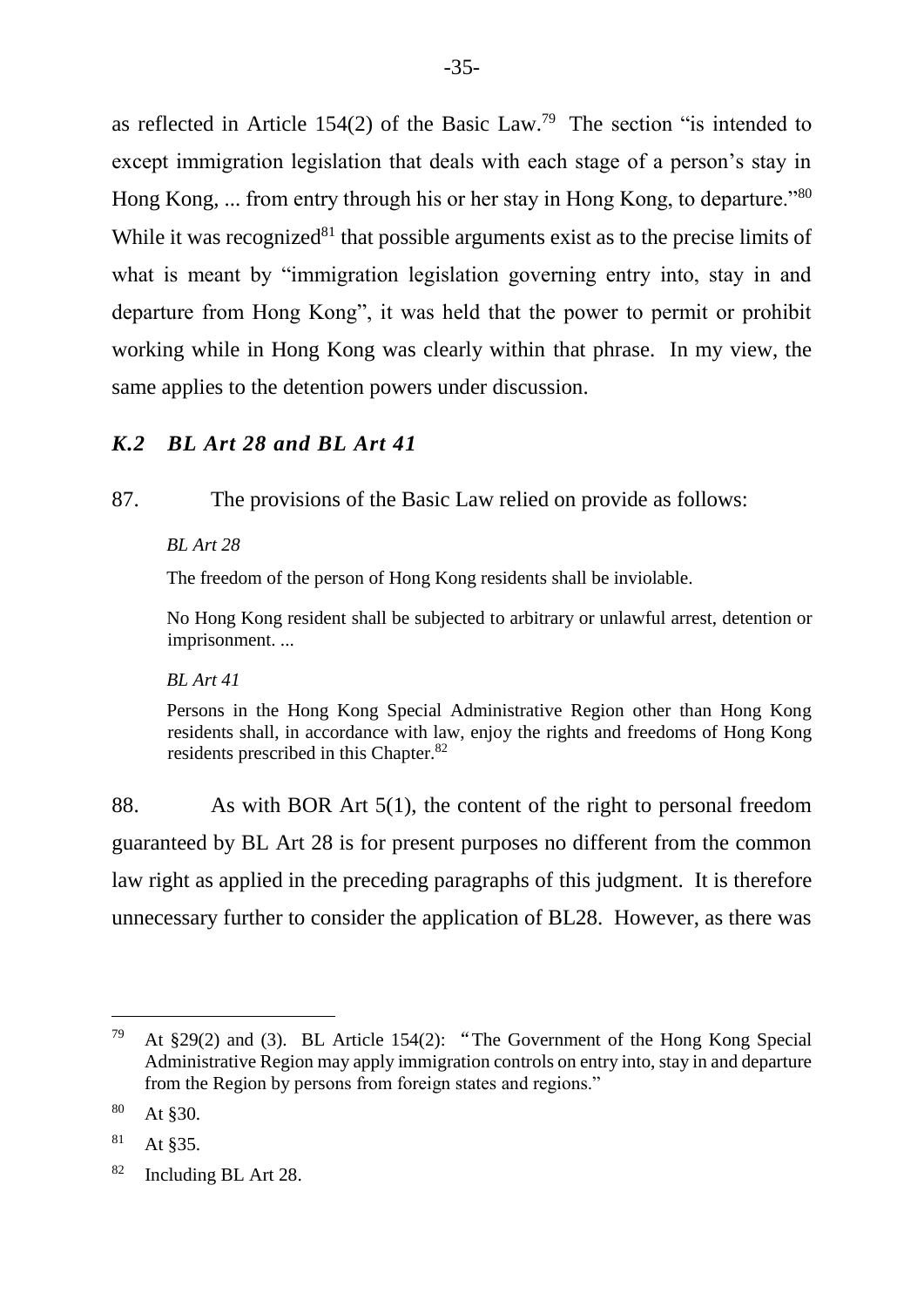as reflected in Article 154(2) of the Basic Law.[79] The section "is intended to except immigration legislation that deals with each stage of a person's stay in Hong Kong, ... from entry through his or her stay in Hong Kong, to departure."[80] While it was recognized[81] that possible arguments exist as to the precise limits of what is meant by "immigration legislation governing entry into, stay in and departure from Hong Kong", it was held that the power to permit or prohibit working while in Hong Kong was clearly within that phrase. In my view, the same applies to the detention powers under discussion.

### *K.2 BL Art 28 and BL Art 41*

87. The provisions of the Basic Law relied on provide as follows:

> *BL Art 28*
>
> The freedom of the person of Hong Kong residents shall be inviolable.
>
> No Hong Kong resident shall be subjected to arbitrary or unlawful arrest, detention or imprisonment. ...
>
> *BL Art 41*
>
> Persons in the Hong Kong Special Administrative Region other than Hong Kong residents shall, in accordance with law, enjoy the rights and freedoms of Hong Kong residents prescribed in this Chapter.[82]

88. As with BOR Art 5(1), the content of the right to personal freedom guaranteed by BL Art 28 is for present purposes no different from the common law right as applied in the preceding paragraphs of this judgment. It is therefore unnecessary further to consider the application of BL28. However, as there was

---

[79] At §29(2) and (3). BL Article 154(2): "The Government of the Hong Kong Special Administrative Region may apply immigration controls on entry into, stay in and departure from the Region by persons from foreign states and regions."

[80] At §30.

[81] At §35.

[82] Including BL Art 28.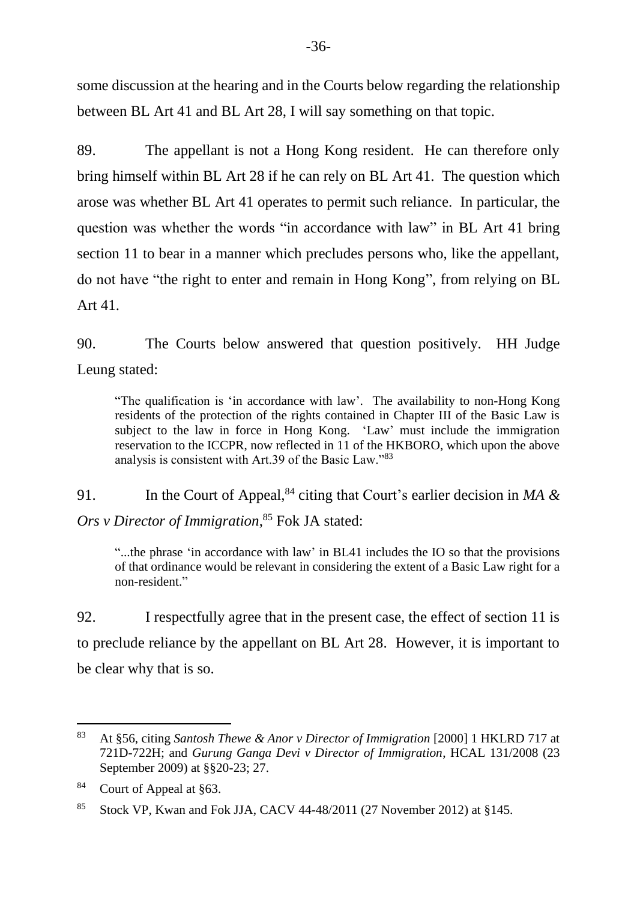some discussion at the hearing and in the Courts below regarding the relationship between BL Art 41 and BL Art 28, I will say something on that topic.

89. The appellant is not a Hong Kong resident. He can therefore only bring himself within BL Art 28 if he can rely on BL Art 41. The question which arose was whether BL Art 41 operates to permit such reliance. In particular, the question was whether the words "in accordance with law" in BL Art 41 bring section 11 to bear in a manner which precludes persons who, like the appellant, do not have "the right to enter and remain in Hong Kong", from relying on BL Art 41.

90. The Courts below answered that question positively. HH Judge Leung stated:

> "The qualification is 'in accordance with law'. The availability to non-Hong Kong residents of the protection of the rights contained in Chapter III of the Basic Law is subject to the law in force in Hong Kong. 'Law' must include the immigration reservation to the ICCPR, now reflected in 11 of the HKBORO, which upon the above analysis is consistent with Art.39 of the Basic Law."[83]

91. In the Court of Appeal,[84] citing that Court's earlier decision in *MA & Ors v Director of Immigration*,[85] Fok JA stated:

> "...the phrase 'in accordance with law' in BL41 includes the IO so that the provisions of that ordinance would be relevant in considering the extent of a Basic Law right for a non-resident."

92. I respectfully agree that in the present case, the effect of section 11 is to preclude reliance by the appellant on BL Art 28. However, it is important to be clear why that is so.

---

[83] At §56, citing *Santosh Thewe & Anor v Director of Immigration* [2000] 1 HKLRD 717 at 721D-722H; and *Gurung Ganga Devi v Director of Immigration*, HCAL 131/2008 (23 September 2009) at §§20-23; 27.

[84] Court of Appeal at §63.

[85] Stock VP, Kwan and Fok JJA, CACV 44-48/2011 (27 November 2012) at §145.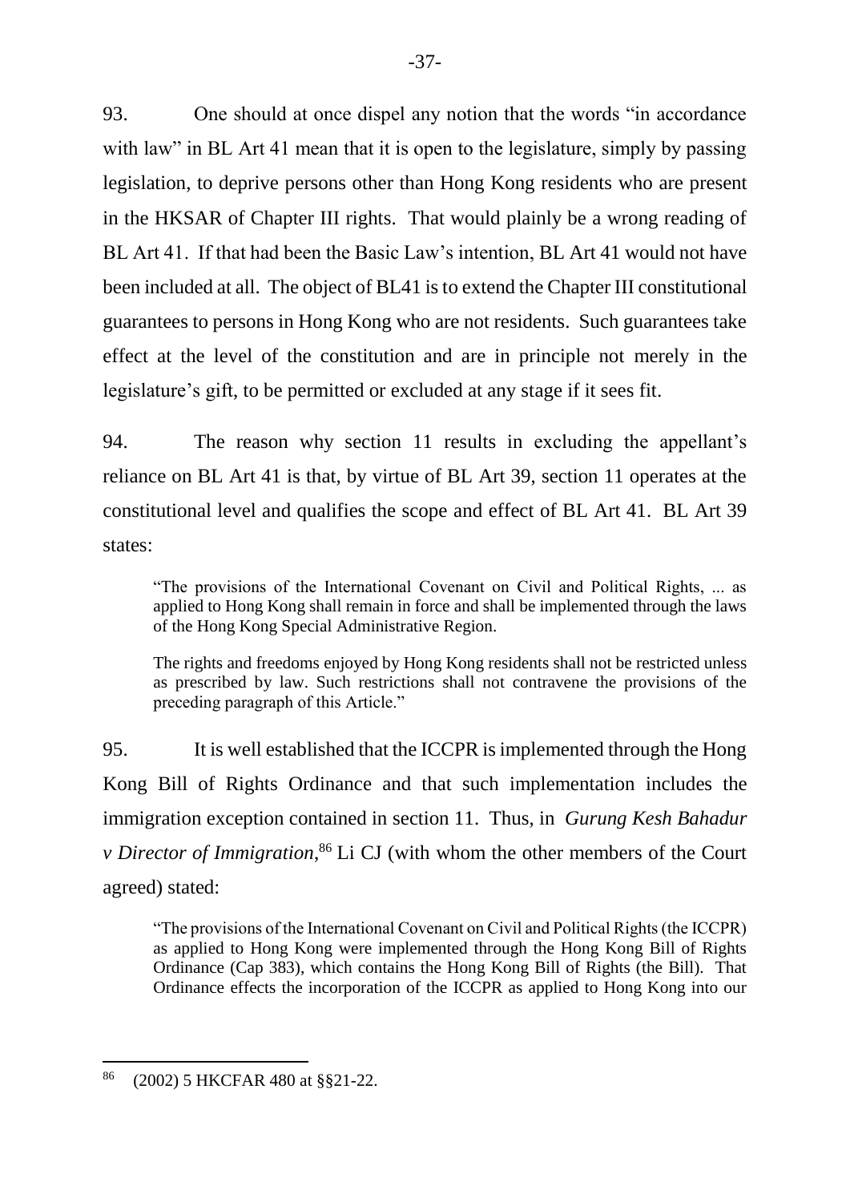93. One should at once dispel any notion that the words "in accordance with law" in BL Art 41 mean that it is open to the legislature, simply by passing legislation, to deprive persons other than Hong Kong residents who are present in the HKSAR of Chapter III rights. That would plainly be a wrong reading of BL Art 41. If that had been the Basic Law's intention, BL Art 41 would not have been included at all. The object of BL41 is to extend the Chapter III constitutional guarantees to persons in Hong Kong who are not residents. Such guarantees take effect at the level of the constitution and are in principle not merely in the legislature's gift, to be permitted or excluded at any stage if it sees fit.

94. The reason why section 11 results in excluding the appellant's reliance on BL Art 41 is that, by virtue of BL Art 39, section 11 operates at the constitutional level and qualifies the scope and effect of BL Art 41. BL Art 39 states:

> "The provisions of the International Covenant on Civil and Political Rights, ... as applied to Hong Kong shall remain in force and shall be implemented through the laws of the Hong Kong Special Administrative Region.
>
> The rights and freedoms enjoyed by Hong Kong residents shall not be restricted unless as prescribed by law. Such restrictions shall not contravene the provisions of the preceding paragraph of this Article."

95. It is well established that the ICCPR is implemented through the Hong Kong Bill of Rights Ordinance and that such implementation includes the immigration exception contained in section 11. Thus, in *Gurung Kesh Bahadur v Director of Immigration*,[86] Li CJ (with whom the other members of the Court agreed) stated:

> "The provisions of the International Covenant on Civil and Political Rights (the ICCPR) as applied to Hong Kong were implemented through the Hong Kong Bill of Rights Ordinance (Cap 383), which contains the Hong Kong Bill of Rights (the Bill). That Ordinance effects the incorporation of the ICCPR as applied to Hong Kong into our

[86] (2002) 5 HKCFAR 480 at §§21-22.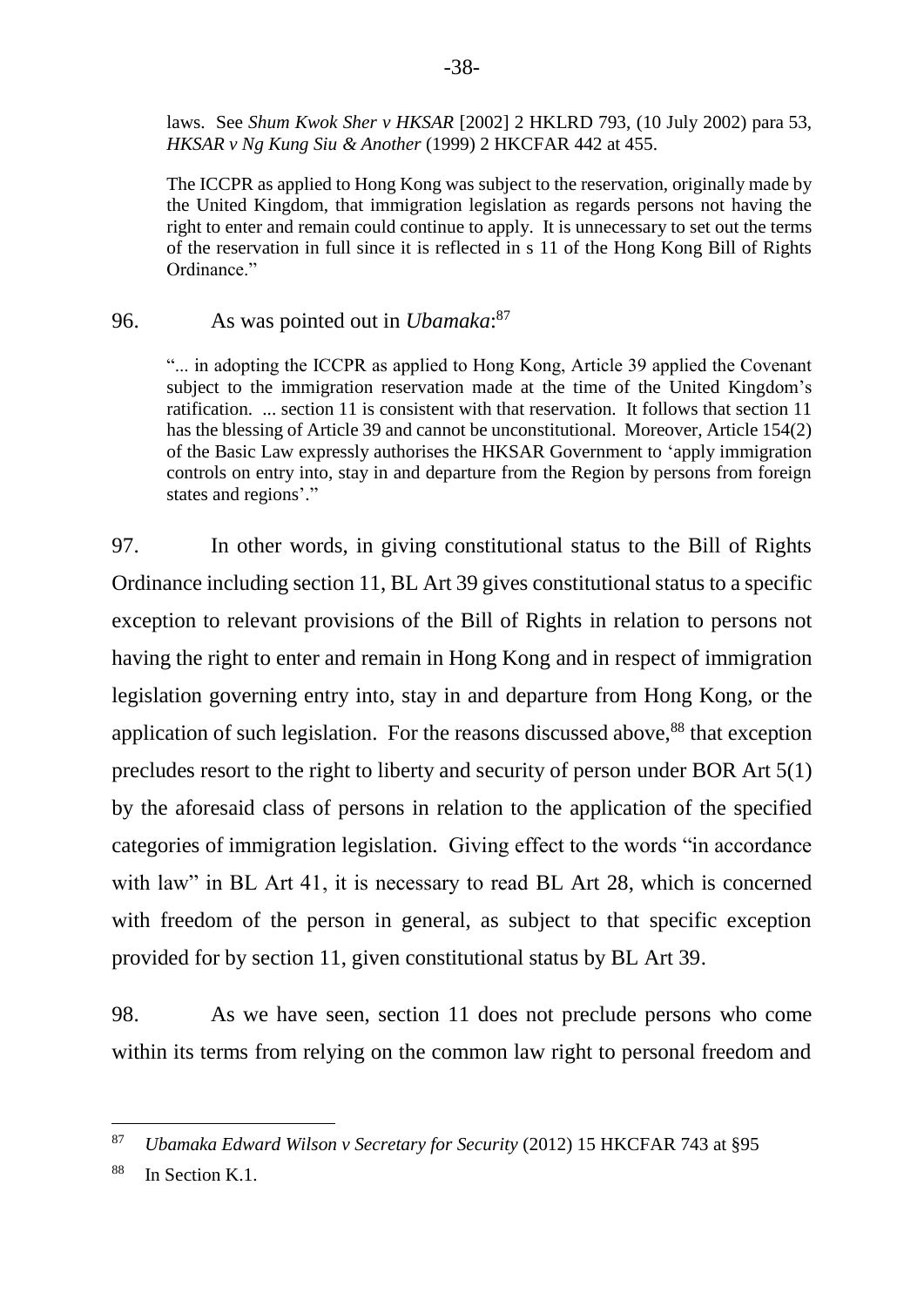> laws. See *Shum Kwok Sher v HKSAR* [2002] 2 HKLRD 793, (10 July 2002) para 53, *HKSAR v Ng Kung Siu & Another* (1999) 2 HKCFAR 442 at 455.
>
> The ICCPR as applied to Hong Kong was subject to the reservation, originally made by the United Kingdom, that immigration legislation as regards persons not having the right to enter and remain could continue to apply. It is unnecessary to set out the terms of the reservation in full since it is reflected in s 11 of the Hong Kong Bill of Rights Ordinance."

96. As was pointed out in *Ubamaka*:[87]

> "... in adopting the ICCPR as applied to Hong Kong, Article 39 applied the Covenant subject to the immigration reservation made at the time of the United Kingdom's ratification. ... section 11 is consistent with that reservation. It follows that section 11 has the blessing of Article 39 and cannot be unconstitutional. Moreover, Article 154(2) of the Basic Law expressly authorises the HKSAR Government to 'apply immigration controls on entry into, stay in and departure from the Region by persons from foreign states and regions'."

97. In other words, in giving constitutional status to the Bill of Rights Ordinance including section 11, BL Art 39 gives constitutional status to a specific exception to relevant provisions of the Bill of Rights in relation to persons not having the right to enter and remain in Hong Kong and in respect of immigration legislation governing entry into, stay in and departure from Hong Kong, or the application of such legislation. For the reasons discussed above,[88] that exception precludes resort to the right to liberty and security of person under BOR Art 5(1) by the aforesaid class of persons in relation to the application of the specified categories of immigration legislation. Giving effect to the words "in accordance with law" in BL Art 41, it is necessary to read BL Art 28, which is concerned with freedom of the person in general, as subject to that specific exception provided for by section 11, given constitutional status by BL Art 39.

98. As we have seen, section 11 does not preclude persons who come within its terms from relying on the common law right to personal freedom and

---

[87] *Ubamaka Edward Wilson v Secretary for Security* (2012) 15 HKCFAR 743 at §95

[88] In Section K.1.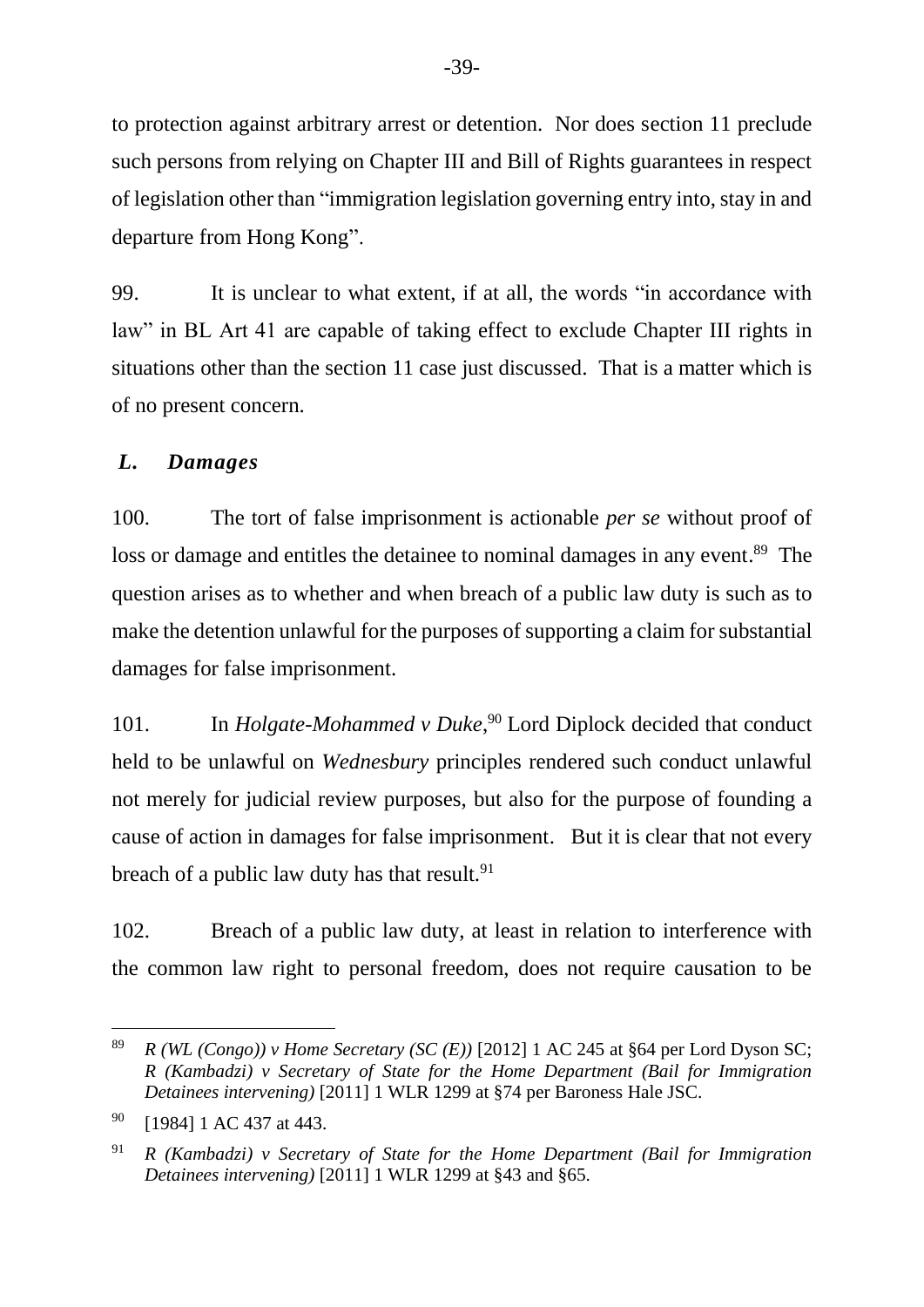to protection against arbitrary arrest or detention. Nor does section 11 preclude such persons from relying on Chapter III and Bill of Rights guarantees in respect of legislation other than "immigration legislation governing entry into, stay in and departure from Hong Kong".

99. It is unclear to what extent, if at all, the words "in accordance with law" in BL Art 41 are capable of taking effect to exclude Chapter III rights in situations other than the section 11 case just discussed. That is a matter which is of no present concern.

## *L. Damages*

100. The tort of false imprisonment is actionable *per se* without proof of loss or damage and entitles the detainee to nominal damages in any event.[89] The question arises as to whether and when breach of a public law duty is such as to make the detention unlawful for the purposes of supporting a claim for substantial damages for false imprisonment.

101. In *Holgate-Mohammed v Duke*,[90] Lord Diplock decided that conduct held to be unlawful on *Wednesbury* principles rendered such conduct unlawful not merely for judicial review purposes, but also for the purpose of founding a cause of action in damages for false imprisonment. But it is clear that not every breach of a public law duty has that result.[91]

102. Breach of a public law duty, at least in relation to interference with the common law right to personal freedom, does not require causation to be

---

[89] *R (WL (Congo)) v Home Secretary (SC (E))* [2012] 1 AC 245 at §64 per Lord Dyson SC; *R (Kambadzi) v Secretary of State for the Home Department (Bail for Immigration Detainees intervening)* [2011] 1 WLR 1299 at §74 per Baroness Hale JSC.

[90] [1984] 1 AC 437 at 443.

[91] *R (Kambadzi) v Secretary of State for the Home Department (Bail for Immigration Detainees intervening)* [2011] 1 WLR 1299 at §43 and §65.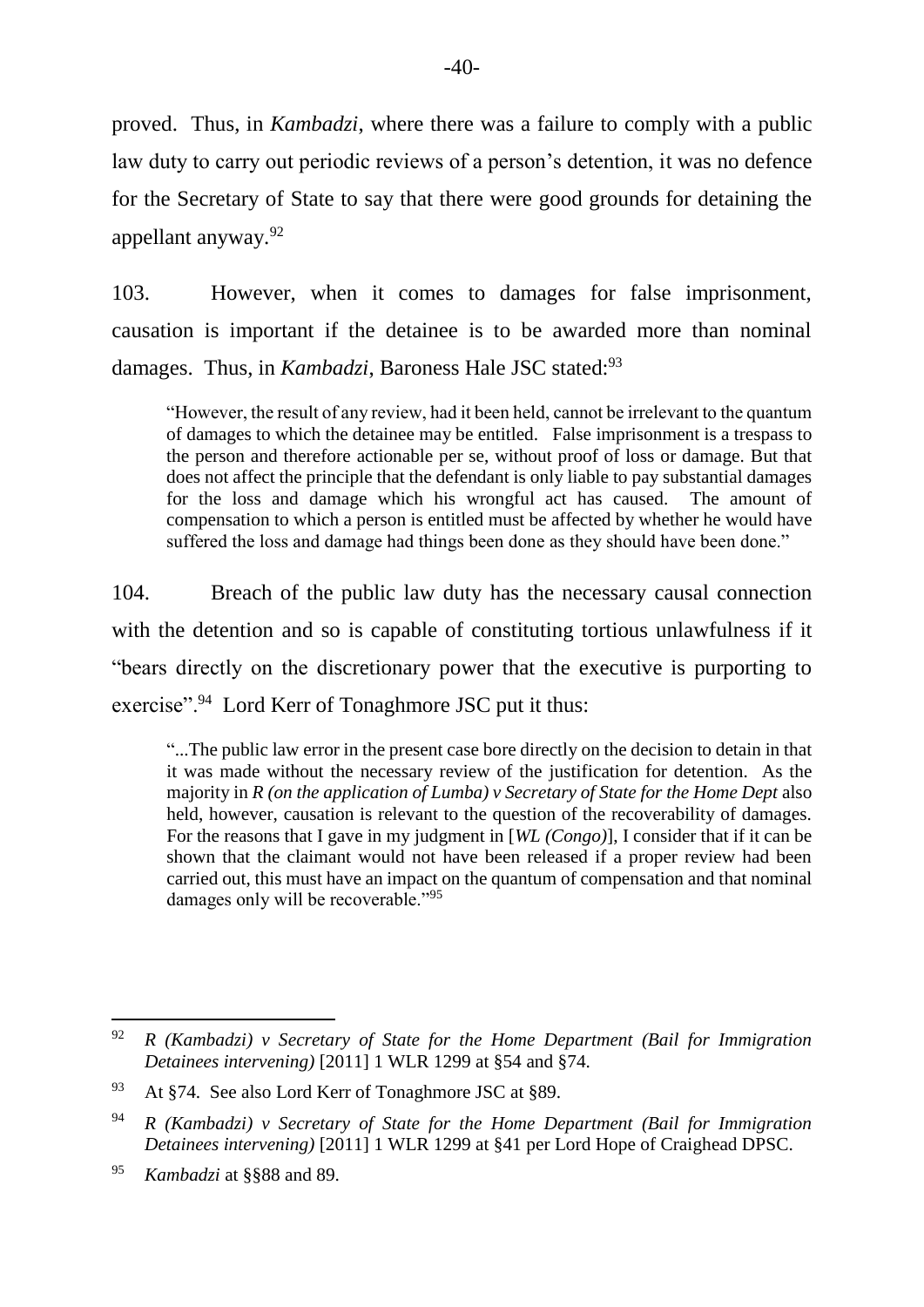proved. Thus, in *Kambadzi*, where there was a failure to comply with a public law duty to carry out periodic reviews of a person's detention, it was no defence for the Secretary of State to say that there were good grounds for detaining the appellant anyway.[92]

103. However, when it comes to damages for false imprisonment, causation is important if the detainee is to be awarded more than nominal damages. Thus, in *Kambadzi*, Baroness Hale JSC stated:[93]

> "However, the result of any review, had it been held, cannot be irrelevant to the quantum of damages to which the detainee may be entitled. False imprisonment is a trespass to the person and therefore actionable per se, without proof of loss or damage. But that does not affect the principle that the defendant is only liable to pay substantial damages for the loss and damage which his wrongful act has caused. The amount of compensation to which a person is entitled must be affected by whether he would have suffered the loss and damage had things been done as they should have been done."

104. Breach of the public law duty has the necessary causal connection with the detention and so is capable of constituting tortious unlawfulness if it "bears directly on the discretionary power that the executive is purporting to exercise".[94] Lord Kerr of Tonaghmore JSC put it thus:

> "...The public law error in the present case bore directly on the decision to detain in that it was made without the necessary review of the justification for detention. As the majority in *R (on the application of Lumba) v Secretary of State for the Home Dept* also held, however, causation is relevant to the question of the recoverability of damages. For the reasons that I gave in my judgment in [*WL (Congo)*], I consider that if it can be shown that the claimant would not have been released if a proper review had been carried out, this must have an impact on the quantum of compensation and that nominal damages only will be recoverable."[95]

---

[92] *R (Kambadzi) v Secretary of State for the Home Department (Bail for Immigration Detainees intervening)* [2011] 1 WLR 1299 at §54 and §74.

[93] At §74. See also Lord Kerr of Tonaghmore JSC at §89.

[94] *R (Kambadzi) v Secretary of State for the Home Department (Bail for Immigration Detainees intervening)* [2011] 1 WLR 1299 at §41 per Lord Hope of Craighead DPSC.

[95] *Kambadzi* at §§88 and 89.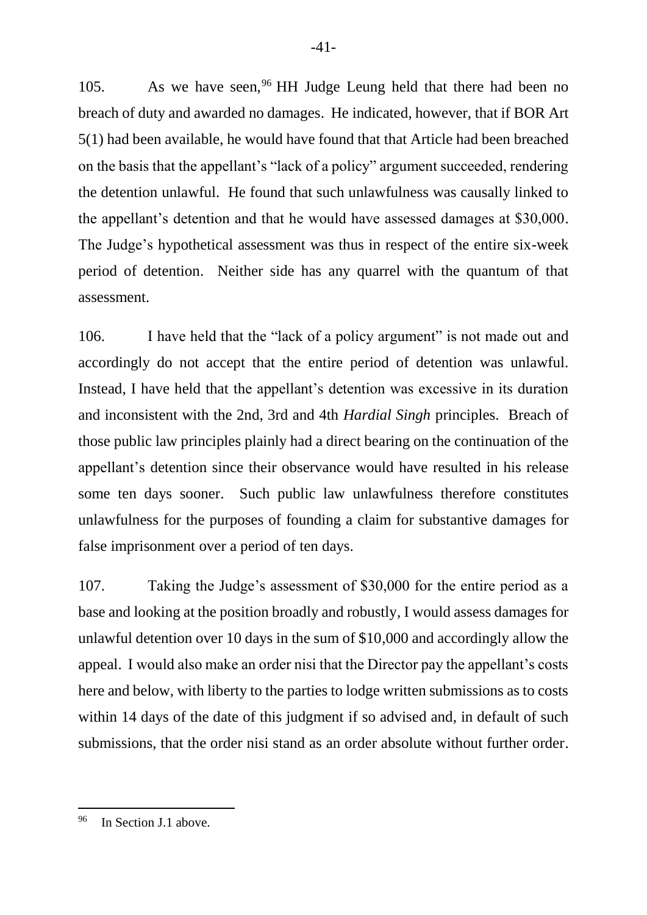105. As we have seen,[96] HH Judge Leung held that there had been no breach of duty and awarded no damages. He indicated, however, that if BOR Art 5(1) had been available, he would have found that that Article had been breached on the basis that the appellant's "lack of a policy" argument succeeded, rendering the detention unlawful. He found that such unlawfulness was causally linked to the appellant's detention and that he would have assessed damages at $30,000. The Judge's hypothetical assessment was thus in respect of the entire six-week period of detention. Neither side has any quarrel with the quantum of that assessment.

106. I have held that the "lack of a policy argument" is not made out and accordingly do not accept that the entire period of detention was unlawful. Instead, I have held that the appellant's detention was excessive in its duration and inconsistent with the 2nd, 3rd and 4th *Hardial Singh* principles. Breach of those public law principles plainly had a direct bearing on the continuation of the appellant's detention since their observance would have resulted in his release some ten days sooner. Such public law unlawfulness therefore constitutes unlawfulness for the purposes of founding a claim for substantive damages for false imprisonment over a period of ten days.

107. Taking the Judge's assessment of $30,000 for the entire period as a base and looking at the position broadly and robustly, I would assess damages for unlawful detention over 10 days in the sum of $10,000 and accordingly allow the appeal. I would also make an order nisi that the Director pay the appellant's costs here and below, with liberty to the parties to lodge written submissions as to costs within 14 days of the date of this judgment if so advised and, in default of such submissions, that the order nisi stand as an order absolute without further order.

---

[96] In Section J.1 above.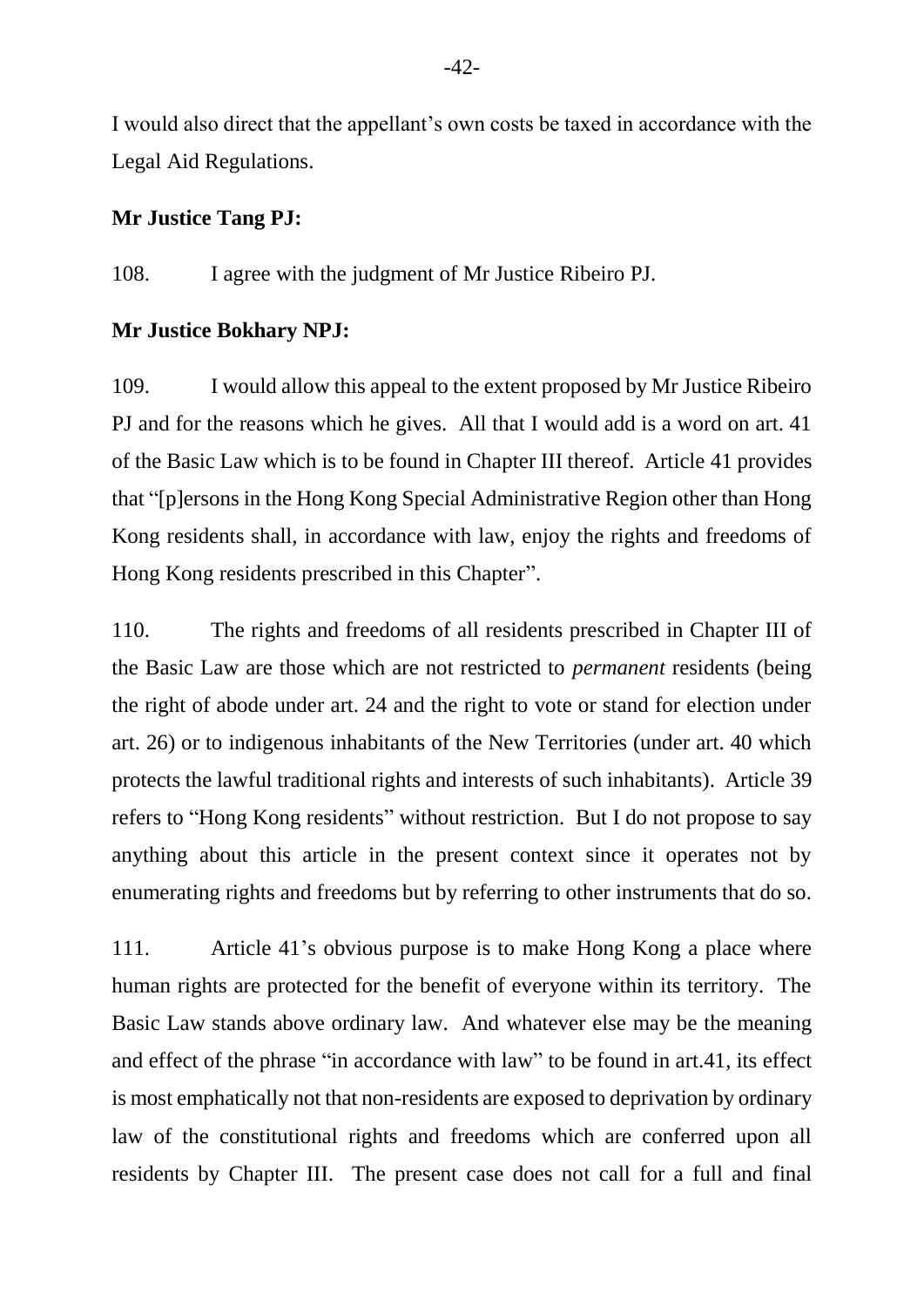I would also direct that the appellant's own costs be taxed in accordance with the Legal Aid Regulations.

**Mr Justice Tang PJ:**

108. I agree with the judgment of Mr Justice Ribeiro PJ.

**Mr Justice Bokhary NPJ:**

109. I would allow this appeal to the extent proposed by Mr Justice Ribeiro PJ and for the reasons which he gives. All that I would add is a word on art. 41 of the Basic Law which is to be found in Chapter III thereof. Article 41 provides that "[p]ersons in the Hong Kong Special Administrative Region other than Hong Kong residents shall, in accordance with law, enjoy the rights and freedoms of Hong Kong residents prescribed in this Chapter".

110. The rights and freedoms of all residents prescribed in Chapter III of the Basic Law are those which are not restricted to *permanent* residents (being the right of abode under art. 24 and the right to vote or stand for election under art. 26) or to indigenous inhabitants of the New Territories (under art. 40 which protects the lawful traditional rights and interests of such inhabitants). Article 39 refers to "Hong Kong residents" without restriction. But I do not propose to say anything about this article in the present context since it operates not by enumerating rights and freedoms but by referring to other instruments that do so.

111. Article 41's obvious purpose is to make Hong Kong a place where human rights are protected for the benefit of everyone within its territory. The Basic Law stands above ordinary law. And whatever else may be the meaning and effect of the phrase "in accordance with law" to be found in art.41, its effect is most emphatically not that non-residents are exposed to deprivation by ordinary law of the constitutional rights and freedoms which are conferred upon all residents by Chapter III. The present case does not call for a full and final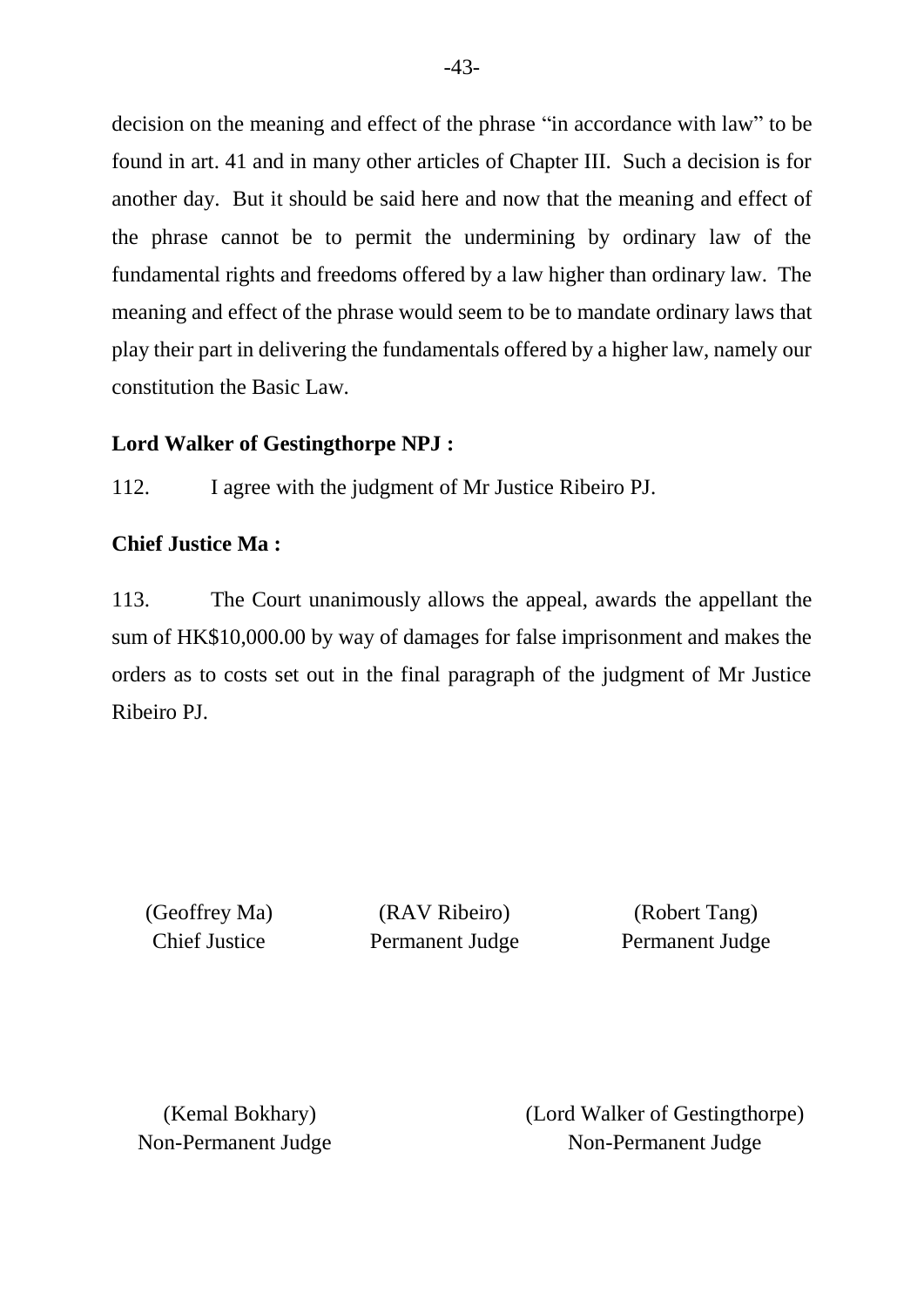decision on the meaning and effect of the phrase "in accordance with law" to be found in art. 41 and in many other articles of Chapter III. Such a decision is for another day. But it should be said here and now that the meaning and effect of the phrase cannot be to permit the undermining by ordinary law of the fundamental rights and freedoms offered by a law higher than ordinary law. The meaning and effect of the phrase would seem to be to mandate ordinary laws that play their part in delivering the fundamentals offered by a higher law, namely our constitution the Basic Law.

**Lord Walker of Gestingthorpe NPJ :**

112. I agree with the judgment of Mr Justice Ribeiro PJ.

**Chief Justice Ma :**

113. The Court unanimously allows the appeal, awards the appellant the sum of HK$10,000.00 by way of damages for false imprisonment and makes the orders as to costs set out in the final paragraph of the judgment of Mr Justice Ribeiro PJ.

(Geoffrey Ma)
Chief Justice

(RAV Ribeiro)
Permanent Judge

(Robert Tang)
Permanent Judge

(Kemal Bokhary)
Non-Permanent Judge

(Lord Walker of Gestingthorpe)
Non-Permanent Judge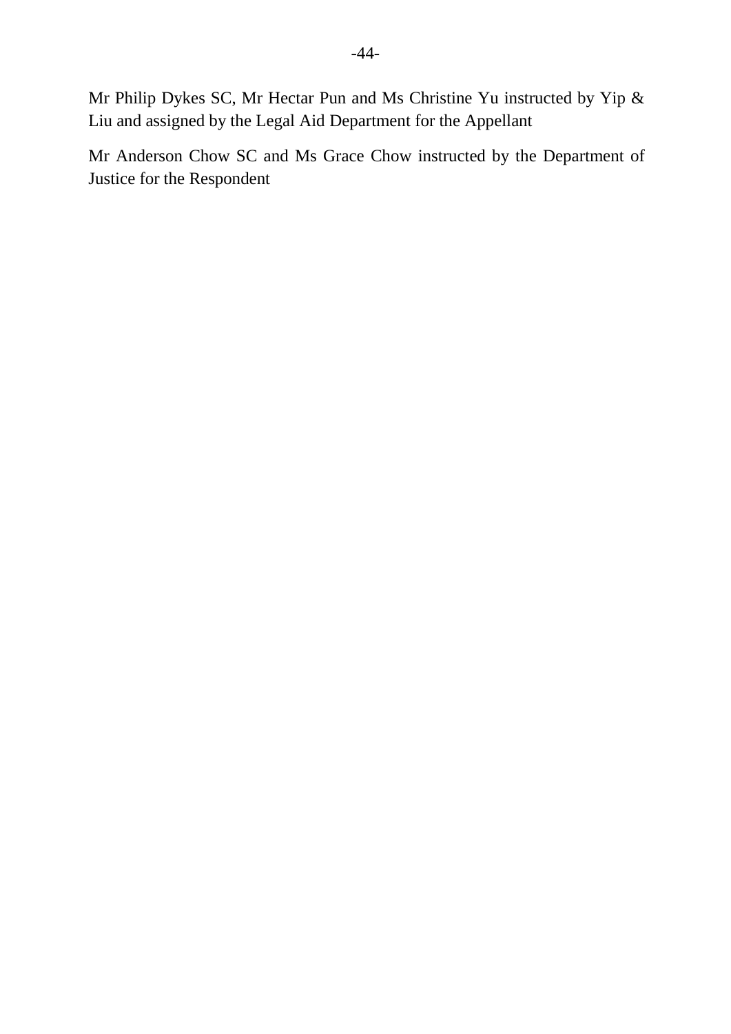Mr Philip Dykes SC, Mr Hectar Pun and Ms Christine Yu instructed by Yip & Liu and assigned by the Legal Aid Department for the Appellant

Mr Anderson Chow SC and Ms Grace Chow instructed by the Department of Justice for the Respondent